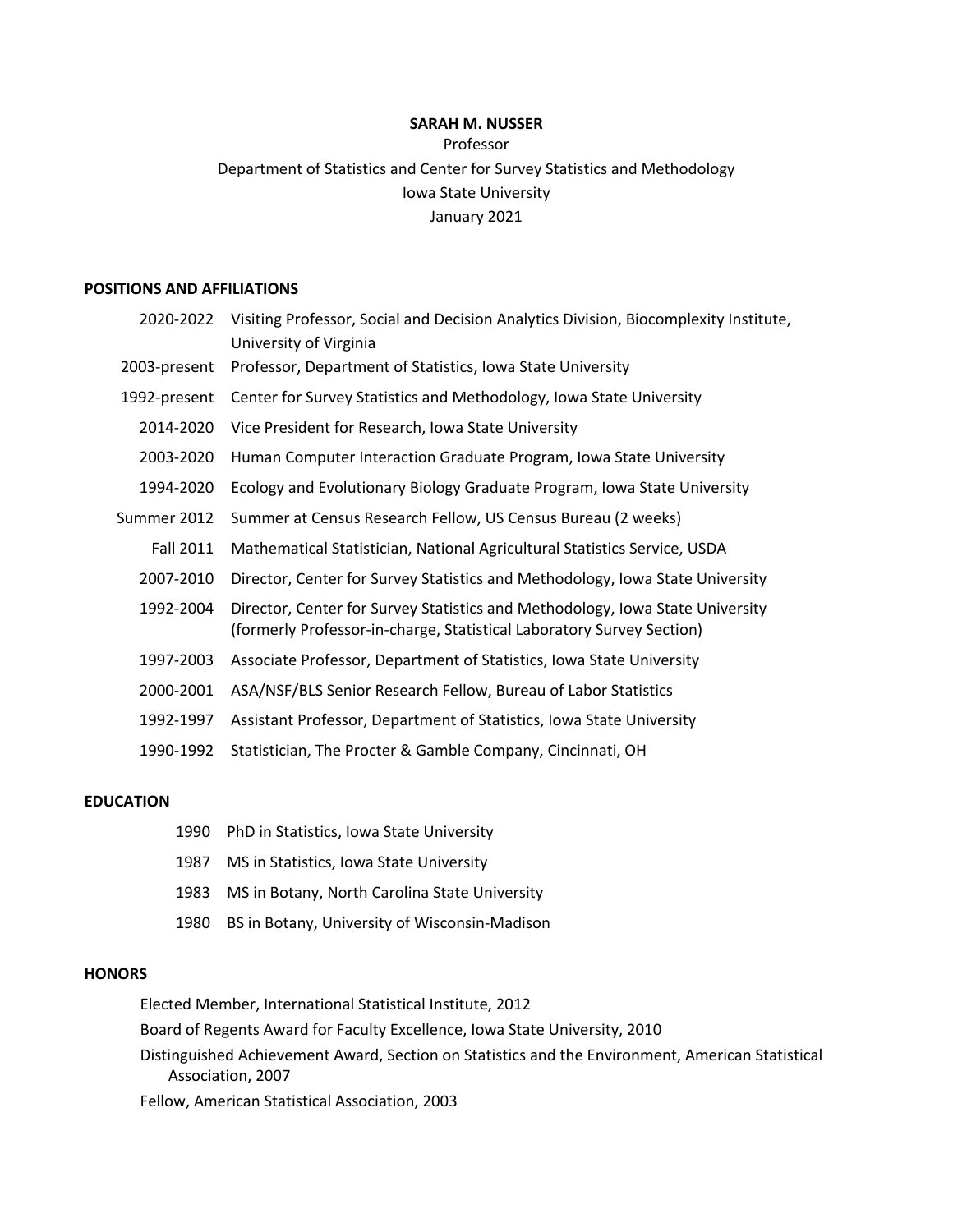**SARAH M. NUSSER**

Professor

Department of Statistics and Center for Survey Statistics and Methodology

Iowa State University

January 2021

## POSITIONS AND AFFILIATIONS

| | |
|---|---|
| 2020-2022 | Visiting Professor, Social and Decision Analytics Division, Biocomplexity Institute, University of Virginia |
| 2003-present | Professor, Department of Statistics, Iowa State University |
| 1992-present | Center for Survey Statistics and Methodology, Iowa State University |
| 2014-2020 | Vice President for Research, Iowa State University |
| 2003-2020 | Human Computer Interaction Graduate Program, Iowa State University |
| 1994-2020 | Ecology and Evolutionary Biology Graduate Program, Iowa State University |
| Summer 2012 | Summer at Census Research Fellow, US Census Bureau (2 weeks) |
| Fall 2011 | Mathematical Statistician, National Agricultural Statistics Service, USDA |
| 2007-2010 | Director, Center for Survey Statistics and Methodology, Iowa State University |
| 1992-2004 | Director, Center for Survey Statistics and Methodology, Iowa State University (formerly Professor-in-charge, Statistical Laboratory Survey Section) |
| 1997-2003 | Associate Professor, Department of Statistics, Iowa State University |
| 2000-2001 | ASA/NSF/BLS Senior Research Fellow, Bureau of Labor Statistics |
| 1992-1997 | Assistant Professor, Department of Statistics, Iowa State University |
| 1990-1992 | Statistician, The Procter & Gamble Company, Cincinnati, OH |

## EDUCATION

| | |
|---|---|
| 1990 | PhD in Statistics, Iowa State University |
| 1987 | MS in Statistics, Iowa State University |
| 1983 | MS in Botany, North Carolina State University |
| 1980 | BS in Botany, University of Wisconsin-Madison |

## HONORS

Elected Member, International Statistical Institute, 2012

Board of Regents Award for Faculty Excellence, Iowa State University, 2010

Distinguished Achievement Award, Section on Statistics and the Environment, American Statistical Association, 2007

Fellow, American Statistical Association, 2003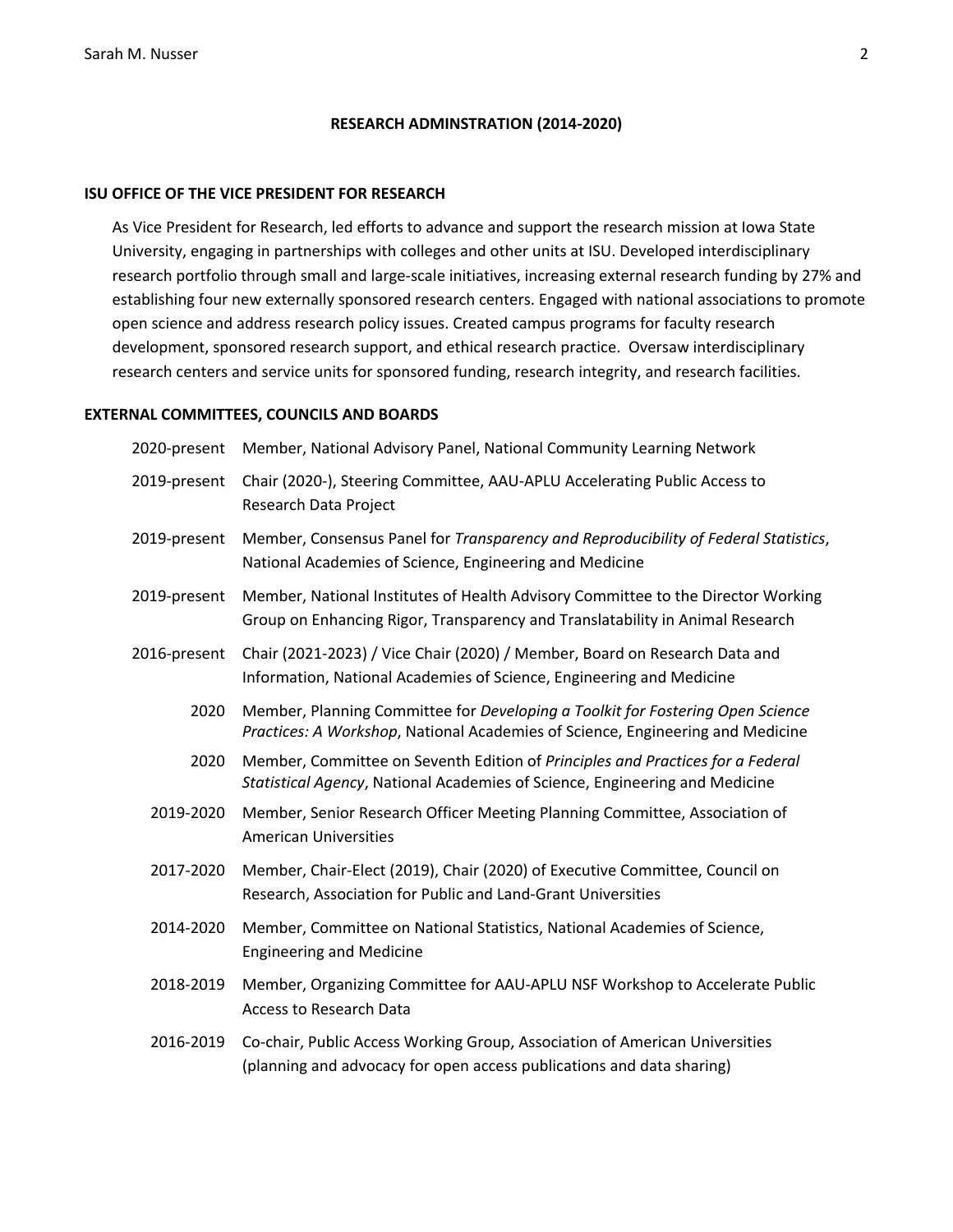## RESEARCH ADMINSTRATION (2014-2020)

### ISU OFFICE OF THE VICE PRESIDENT FOR RESEARCH

As Vice President for Research, led efforts to advance and support the research mission at Iowa State University, engaging in partnerships with colleges and other units at ISU. Developed interdisciplinary research portfolio through small and large-scale initiatives, increasing external research funding by 27% and establishing four new externally sponsored research centers. Engaged with national associations to promote open science and address research policy issues. Created campus programs for faculty research development, sponsored research support, and ethical research practice. Oversaw interdisciplinary research centers and service units for sponsored funding, research integrity, and research facilities.

### EXTERNAL COMMITTEES, COUNCILS AND BOARDS

| | |
|---|---|
| 2020-present | Member, National Advisory Panel, National Community Learning Network |
| 2019-present | Chair (2020-), Steering Committee, AAU-APLU Accelerating Public Access to Research Data Project |
| 2019-present | Member, Consensus Panel for *Transparency and Reproducibility of Federal Statistics*, National Academies of Science, Engineering and Medicine |
| 2019-present | Member, National Institutes of Health Advisory Committee to the Director Working Group on Enhancing Rigor, Transparency and Translatability in Animal Research |
| 2016-present | Chair (2021-2023) / Vice Chair (2020) / Member, Board on Research Data and Information, National Academies of Science, Engineering and Medicine |
| 2020 | Member, Planning Committee for *Developing a Toolkit for Fostering Open Science Practices: A Workshop*, National Academies of Science, Engineering and Medicine |
| 2020 | Member, Committee on Seventh Edition of *Principles and Practices for a Federal Statistical Agency*, National Academies of Science, Engineering and Medicine |
| 2019-2020 | Member, Senior Research Officer Meeting Planning Committee, Association of American Universities |
| 2017-2020 | Member, Chair-Elect (2019), Chair (2020) of Executive Committee, Council on Research, Association for Public and Land-Grant Universities |
| 2014-2020 | Member, Committee on National Statistics, National Academies of Science, Engineering and Medicine |
| 2018-2019 | Member, Organizing Committee for AAU-APLU NSF Workshop to Accelerate Public Access to Research Data |
| 2016-2019 | Co-chair, Public Access Working Group, Association of American Universities (planning and advocacy for open access publications and data sharing) |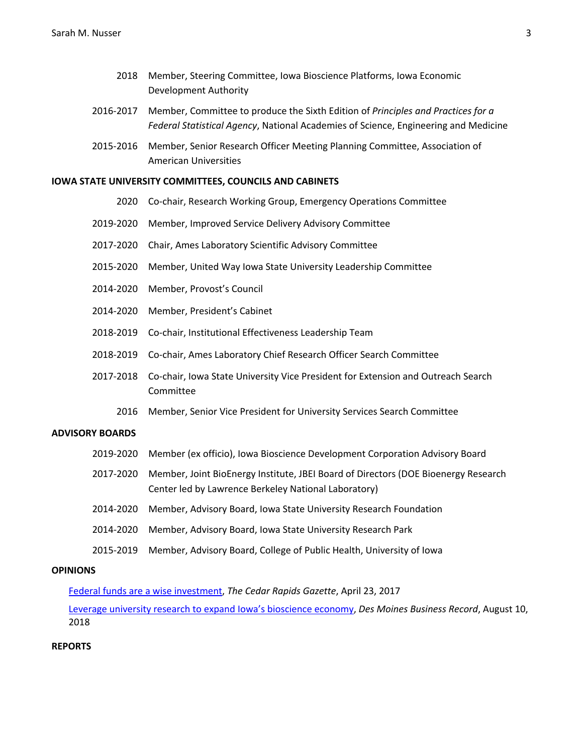2018 Member, Steering Committee, Iowa Bioscience Platforms, Iowa Economic Development Authority

2016-2017 Member, Committee to produce the Sixth Edition of *Principles and Practices for a Federal Statistical Agency*, National Academies of Science, Engineering and Medicine

2015-2016 Member, Senior Research Officer Meeting Planning Committee, Association of American Universities

## IOWA STATE UNIVERSITY COMMITTEES, COUNCILS AND CABINETS

2020 Co-chair, Research Working Group, Emergency Operations Committee

2019-2020 Member, Improved Service Delivery Advisory Committee

2017-2020 Chair, Ames Laboratory Scientific Advisory Committee

2015-2020 Member, United Way Iowa State University Leadership Committee

2014-2020 Member, Provost's Council

2014-2020 Member, President's Cabinet

2018-2019 Co-chair, Institutional Effectiveness Leadership Team

2018-2019 Co-chair, Ames Laboratory Chief Research Officer Search Committee

2017-2018 Co-chair, Iowa State University Vice President for Extension and Outreach Search Committee

2016 Member, Senior Vice President for University Services Search Committee

## ADVISORY BOARDS

2019-2020 Member (ex officio), Iowa Bioscience Development Corporation Advisory Board

2017-2020 Member, Joint BioEnergy Institute, JBEI Board of Directors (DOE Bioenergy Research Center led by Lawrence Berkeley National Laboratory)

2014-2020 Member, Advisory Board, Iowa State University Research Foundation

2014-2020 Member, Advisory Board, Iowa State University Research Park

2015-2019 Member, Advisory Board, College of Public Health, University of Iowa

## OPINIONS

Federal funds are a wise investment, *The Cedar Rapids Gazette*, April 23, 2017

Leverage university research to expand Iowa's bioscience economy, *Des Moines Business Record*, August 10, 2018

## REPORTS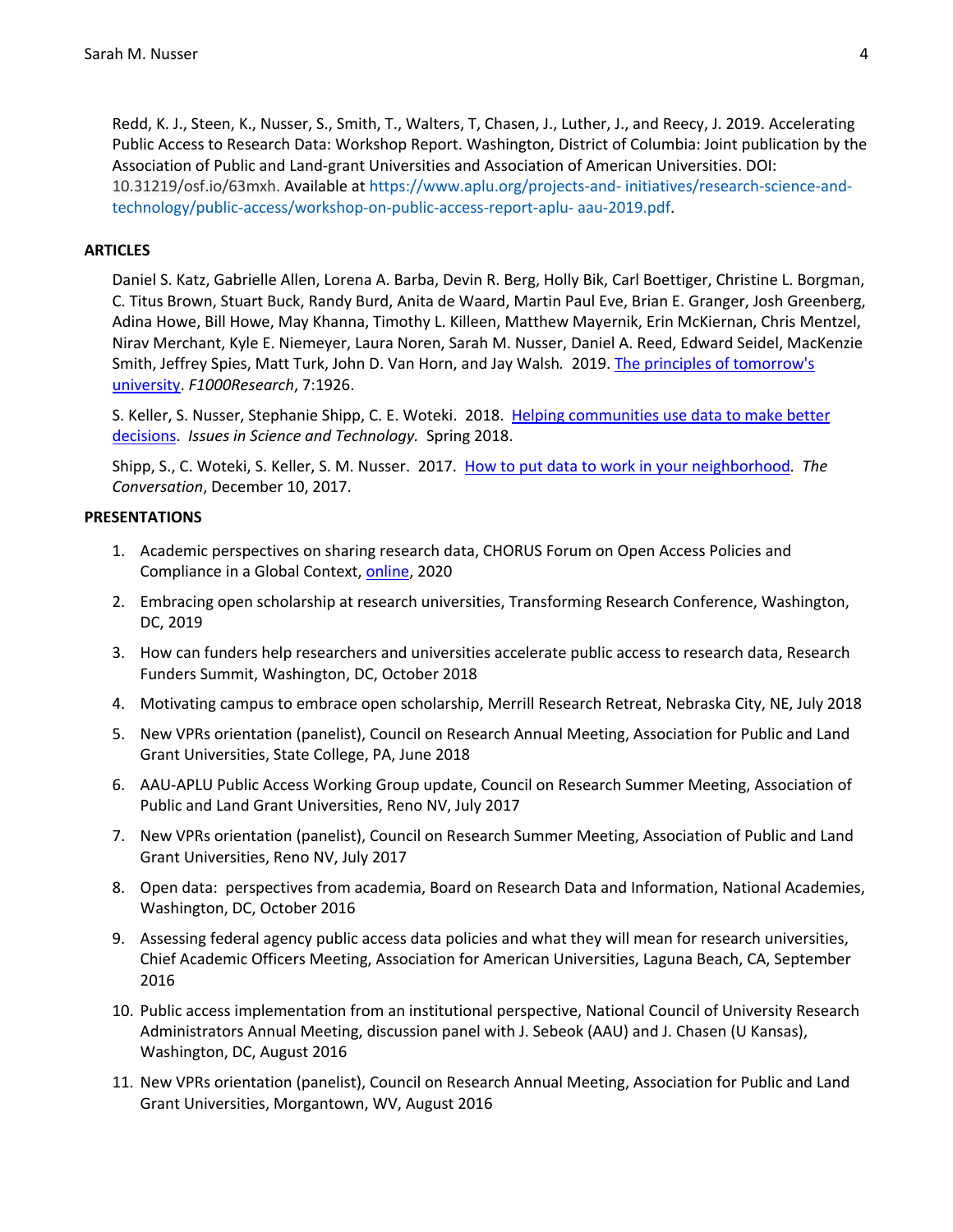Redd, K. J., Steen, K., Nusser, S., Smith, T., Walters, T, Chasen, J., Luther, J., and Reecy, J. 2019. Accelerating Public Access to Research Data: Workshop Report. Washington, District of Columbia: Joint publication by the Association of Public and Land-grant Universities and Association of American Universities. DOI: 10.31219/osf.io/63mxh. Available at https://www.aplu.org/projects-and- initiatives/research-science-and-technology/public-access/workshop-on-public-access-report-aplu- aau-2019.pdf.

**ARTICLES**

Daniel S. Katz, Gabrielle Allen, Lorena A. Barba, Devin R. Berg, Holly Bik, Carl Boettiger, Christine L. Borgman, C. Titus Brown, Stuart Buck, Randy Burd, Anita de Waard, Martin Paul Eve, Brian E. Granger, Josh Greenberg, Adina Howe, Bill Howe, May Khanna, Timothy L. Killeen, Matthew Mayernik, Erin McKiernan, Chris Mentzel, Nirav Merchant, Kyle E. Niemeyer, Laura Noren, Sarah M. Nusser, Daniel A. Reed, Edward Seidel, MacKenzie Smith, Jeffrey Spies, Matt Turk, John D. Van Horn, and Jay Walsh. 2019. The principles of tomorrow's university. *F1000Research*, 7:1926.

S. Keller, S. Nusser, Stephanie Shipp, C. E. Woteki. 2018. Helping communities use data to make better decisions. *Issues in Science and Technology.* Spring 2018.

Shipp, S., C. Woteki, S. Keller, S. M. Nusser. 2017. How to put data to work in your neighborhood. *The Conversation*, December 10, 2017.

**PRESENTATIONS**

1. Academic perspectives on sharing research data, CHORUS Forum on Open Access Policies and Compliance in a Global Context, online, 2020
2. Embracing open scholarship at research universities, Transforming Research Conference, Washington, DC, 2019
3. How can funders help researchers and universities accelerate public access to research data, Research Funders Summit, Washington, DC, October 2018
4. Motivating campus to embrace open scholarship, Merrill Research Retreat, Nebraska City, NE, July 2018
5. New VPRs orientation (panelist), Council on Research Annual Meeting, Association for Public and Land Grant Universities, State College, PA, June 2018
6. AAU-APLU Public Access Working Group update, Council on Research Summer Meeting, Association of Public and Land Grant Universities, Reno NV, July 2017
7. New VPRs orientation (panelist), Council on Research Summer Meeting, Association of Public and Land Grant Universities, Reno NV, July 2017
8. Open data: perspectives from academia, Board on Research Data and Information, National Academies, Washington, DC, October 2016
9. Assessing federal agency public access data policies and what they will mean for research universities, Chief Academic Officers Meeting, Association for American Universities, Laguna Beach, CA, September 2016
10. Public access implementation from an institutional perspective, National Council of University Research Administrators Annual Meeting, discussion panel with J. Sebeok (AAU) and J. Chasen (U Kansas), Washington, DC, August 2016
11. New VPRs orientation (panelist), Council on Research Annual Meeting, Association for Public and Land Grant Universities, Morgantown, WV, August 2016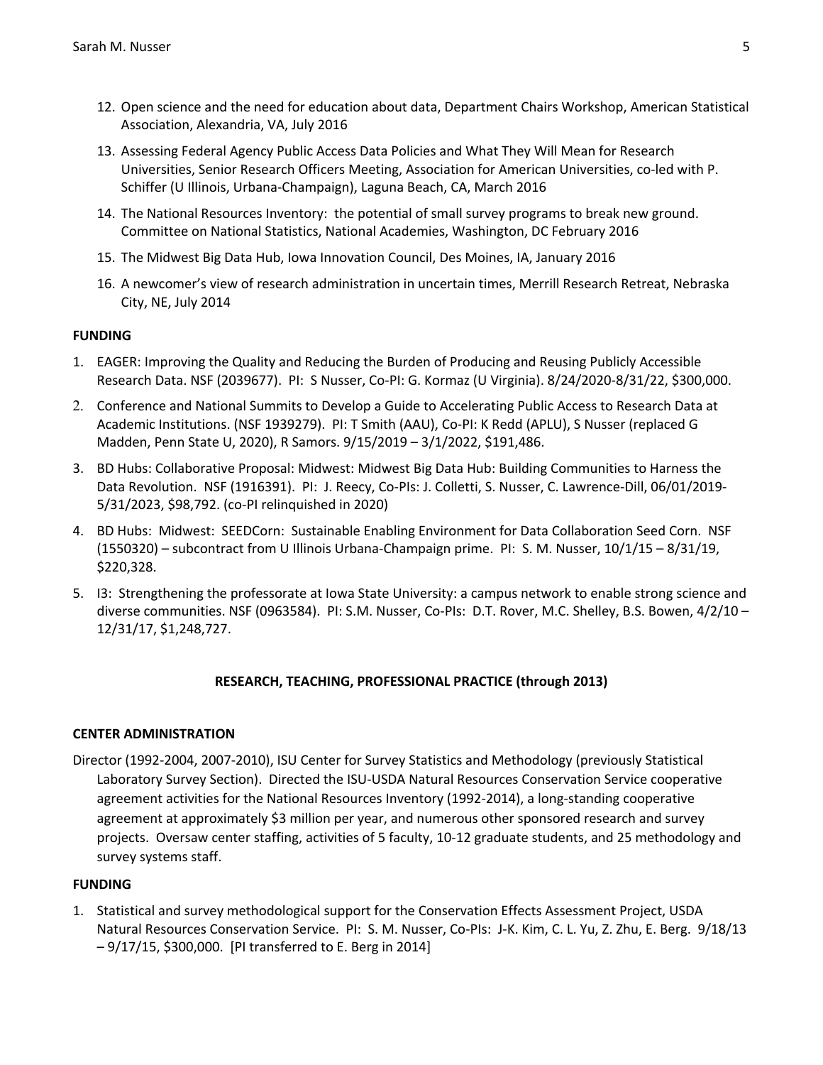12. Open science and the need for education about data, Department Chairs Workshop, American Statistical Association, Alexandria, VA, July 2016

13. Assessing Federal Agency Public Access Data Policies and What They Will Mean for Research Universities, Senior Research Officers Meeting, Association for American Universities, co-led with P. Schiffer (U Illinois, Urbana-Champaign), Laguna Beach, CA, March 2016

14. The National Resources Inventory: the potential of small survey programs to break new ground. Committee on National Statistics, National Academies, Washington, DC February 2016

15. The Midwest Big Data Hub, Iowa Innovation Council, Des Moines, IA, January 2016

16. A newcomer's view of research administration in uncertain times, Merrill Research Retreat, Nebraska City, NE, July 2014

**FUNDING**

1. EAGER: Improving the Quality and Reducing the Burden of Producing and Reusing Publicly Accessible Research Data. NSF (2039677). PI: S Nusser, Co-PI: G. Kormaz (U Virginia). 8/24/2020-8/31/22, $300,000.

2. Conference and National Summits to Develop a Guide to Accelerating Public Access to Research Data at Academic Institutions. (NSF 1939279). PI: T Smith (AAU), Co-PI: K Redd (APLU), S Nusser (replaced G Madden, Penn State U, 2020), R Samors. 9/15/2019 – 3/1/2022, $191,486.

3. BD Hubs: Collaborative Proposal: Midwest: Midwest Big Data Hub: Building Communities to Harness the Data Revolution. NSF (1916391). PI: J. Reecy, Co-PIs: J. Colletti, S. Nusser, C. Lawrence-Dill, 06/01/2019-5/31/2023, $98,792. (co-PI relinquished in 2020)

4. BD Hubs: Midwest: SEEDCorn: Sustainable Enabling Environment for Data Collaboration Seed Corn. NSF (1550320) – subcontract from U Illinois Urbana-Champaign prime. PI: S. M. Nusser, 10/1/15 – 8/31/19, $220,328.

5. I3: Strengthening the professorate at Iowa State University: a campus network to enable strong science and diverse communities. NSF (0963584). PI: S.M. Nusser, Co-PIs: D.T. Rover, M.C. Shelley, B.S. Bowen, 4/2/10 – 12/31/17, $1,248,727.

## RESEARCH, TEACHING, PROFESSIONAL PRACTICE (through 2013)

**CENTER ADMINISTRATION**

Director (1992-2004, 2007-2010), ISU Center for Survey Statistics and Methodology (previously Statistical Laboratory Survey Section). Directed the ISU-USDA Natural Resources Conservation Service cooperative agreement activities for the National Resources Inventory (1992-2014), a long-standing cooperative agreement at approximately $3 million per year, and numerous other sponsored research and survey projects. Oversaw center staffing, activities of 5 faculty, 10-12 graduate students, and 25 methodology and survey systems staff.

**FUNDING**

1. Statistical and survey methodological support for the Conservation Effects Assessment Project, USDA Natural Resources Conservation Service. PI: S. M. Nusser, Co-PIs: J-K. Kim, C. L. Yu, Z. Zhu, E. Berg. 9/18/13 – 9/17/15, $300,000. [PI transferred to E. Berg in 2014]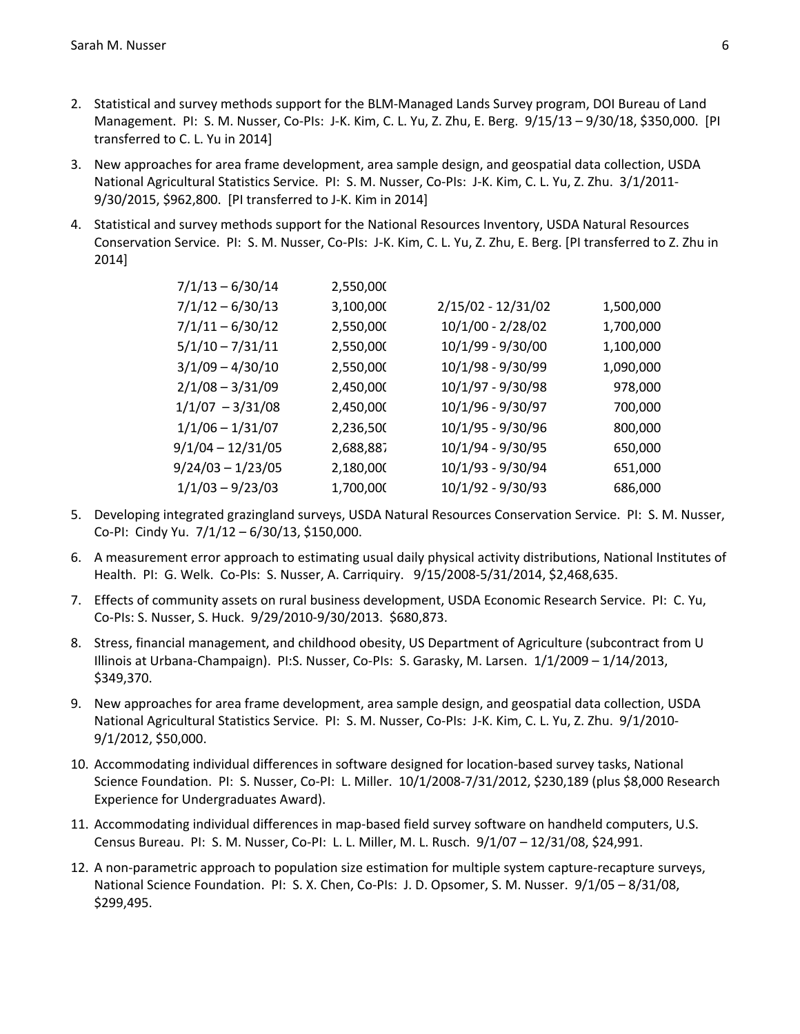2. Statistical and survey methods support for the BLM-Managed Lands Survey program, DOI Bureau of Land Management. PI: S. M. Nusser, Co-PIs: J-K. Kim, C. L. Yu, Z. Zhu, E. Berg. 9/15/13 – 9/30/18, $350,000. [PI transferred to C. L. Yu in 2014]

3. New approaches for area frame development, area sample design, and geospatial data collection, USDA National Agricultural Statistics Service. PI: S. M. Nusser, Co-PIs: J-K. Kim, C. L. Yu, Z. Zhu. 3/1/2011-9/30/2015, $962,800. [PI transferred to J-K. Kim in 2014]

4. Statistical and survey methods support for the National Resources Inventory, USDA Natural Resources Conservation Service. PI: S. M. Nusser, Co-PIs: J-K. Kim, C. L. Yu, Z. Zhu, E. Berg. [PI transferred to Z. Zhu in 2014]

| | | | |
|---|---|---|---|
| 7/1/13 – 6/30/14 | 2,550,000 | | |
| 7/1/12 – 6/30/13 | 3,100,000 | 2/15/02 - 12/31/02 | 1,500,000 |
| 7/1/11 – 6/30/12 | 2,550,000 | 10/1/00 - 2/28/02 | 1,700,000 |
| 5/1/10 – 7/31/11 | 2,550,000 | 10/1/99 - 9/30/00 | 1,100,000 |
| 3/1/09 – 4/30/10 | 2,550,000 | 10/1/98 - 9/30/99 | 1,090,000 |
| 2/1/08 – 3/31/09 | 2,450,000 | 10/1/97 - 9/30/98 | 978,000 |
| 1/1/07 – 3/31/08 | 2,450,000 | 10/1/96 - 9/30/97 | 700,000 |
| 1/1/06 – 1/31/07 | 2,236,500 | 10/1/95 - 9/30/96 | 800,000 |
| 9/1/04 – 12/31/05 | 2,688,887 | 10/1/94 - 9/30/95 | 650,000 |
| 9/24/03 – 1/23/05 | 2,180,000 | 10/1/93 - 9/30/94 | 651,000 |
| 1/1/03 – 9/23/03 | 1,700,000 | 10/1/92 - 9/30/93 | 686,000 |

5. Developing integrated grazingland surveys, USDA Natural Resources Conservation Service. PI: S. M. Nusser, Co-PI: Cindy Yu. 7/1/12 – 6/30/13, $150,000.

6. A measurement error approach to estimating usual daily physical activity distributions, National Institutes of Health. PI: G. Welk. Co-PIs: S. Nusser, A. Carriquiry. 9/15/2008-5/31/2014, $2,468,635.

7. Effects of community assets on rural business development, USDA Economic Research Service. PI: C. Yu, Co-PIs: S. Nusser, S. Huck. 9/29/2010-9/30/2013. $680,873.

8. Stress, financial management, and childhood obesity, US Department of Agriculture (subcontract from U Illinois at Urbana-Champaign). PI:S. Nusser, Co-PIs: S. Garasky, M. Larsen. 1/1/2009 – 1/14/2013, $349,370.

9. New approaches for area frame development, area sample design, and geospatial data collection, USDA National Agricultural Statistics Service. PI: S. M. Nusser, Co-PIs: J-K. Kim, C. L. Yu, Z. Zhu. 9/1/2010-9/1/2012, $50,000.

10. Accommodating individual differences in software designed for location-based survey tasks, National Science Foundation. PI: S. Nusser, Co-PI: L. Miller. 10/1/2008-7/31/2012, $230,189 (plus $8,000 Research Experience for Undergraduates Award).

11. Accommodating individual differences in map-based field survey software on handheld computers, U.S. Census Bureau. PI: S. M. Nusser, Co-PI: L. L. Miller, M. L. Rusch. 9/1/07 – 12/31/08, $24,991.

12. A non-parametric approach to population size estimation for multiple system capture-recapture surveys, National Science Foundation. PI: S. X. Chen, Co-PIs: J. D. Opsomer, S. M. Nusser. 9/1/05 – 8/31/08, $299,495.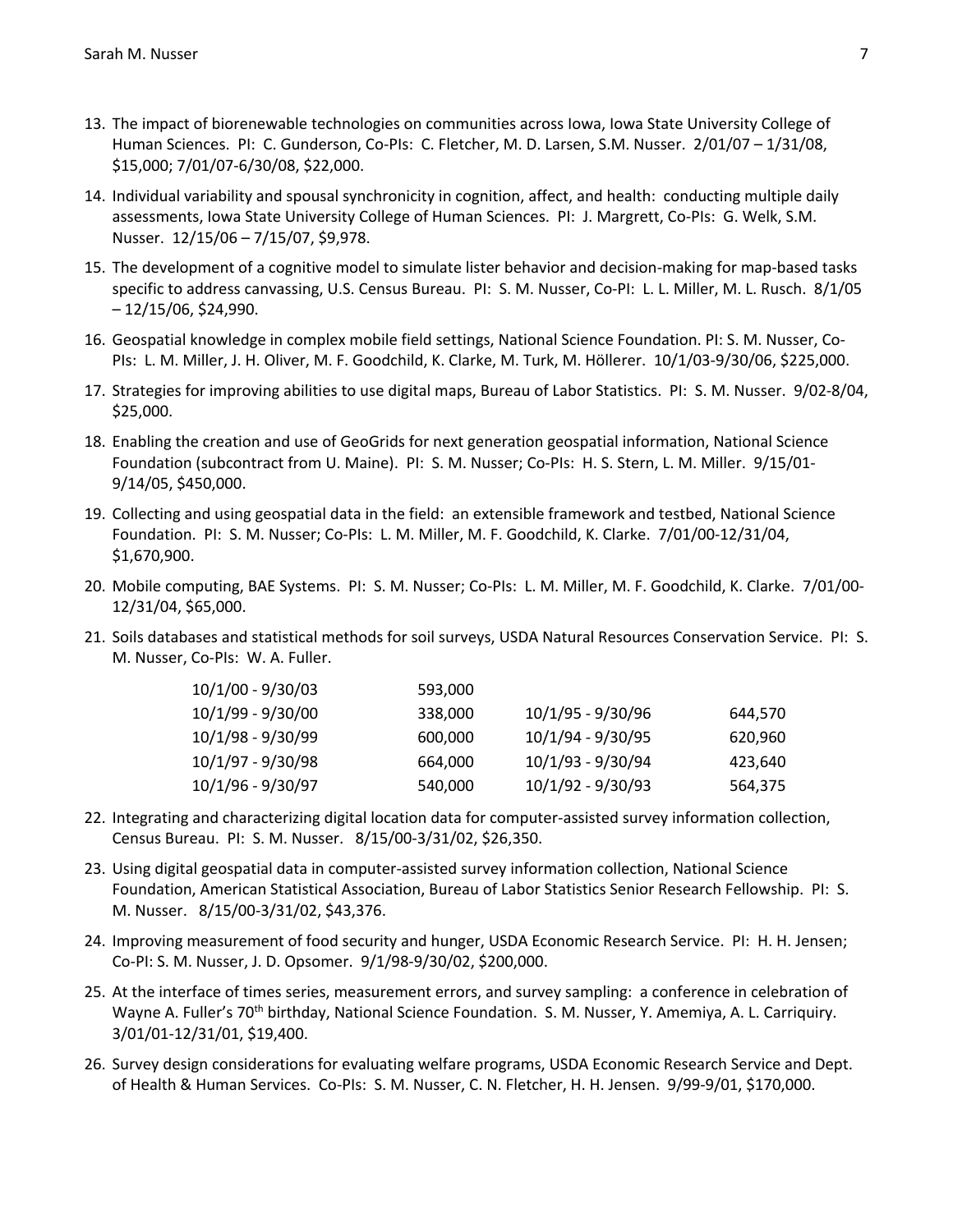13. The impact of biorenewable technologies on communities across Iowa, Iowa State University College of Human Sciences. PI: C. Gunderson, Co-PIs: C. Fletcher, M. D. Larsen, S.M. Nusser. 2/01/07 – 1/31/08, $15,000; 7/01/07-6/30/08, $22,000.
14. Individual variability and spousal synchronicity in cognition, affect, and health: conducting multiple daily assessments, Iowa State University College of Human Sciences. PI: J. Margrett, Co-PIs: G. Welk, S.M. Nusser. 12/15/06 – 7/15/07, $9,978.
15. The development of a cognitive model to simulate lister behavior and decision-making for map-based tasks specific to address canvassing, U.S. Census Bureau. PI: S. M. Nusser, Co-PI: L. L. Miller, M. L. Rusch. 8/1/05 – 12/15/06, $24,990.
16. Geospatial knowledge in complex mobile field settings, National Science Foundation. PI: S. M. Nusser, Co-PIs: L. M. Miller, J. H. Oliver, M. F. Goodchild, K. Clarke, M. Turk, M. Höllerer. 10/1/03-9/30/06, $225,000.
17. Strategies for improving abilities to use digital maps, Bureau of Labor Statistics. PI: S. M. Nusser. 9/02-8/04, $25,000.
18. Enabling the creation and use of GeoGrids for next generation geospatial information, National Science Foundation (subcontract from U. Maine). PI: S. M. Nusser; Co-PIs: H. S. Stern, L. M. Miller. 9/15/01-9/14/05, $450,000.
19. Collecting and using geospatial data in the field: an extensible framework and testbed, National Science Foundation. PI: S. M. Nusser; Co-PIs: L. M. Miller, M. F. Goodchild, K. Clarke. 7/01/00-12/31/04, $1,670,900.
20. Mobile computing, BAE Systems. PI: S. M. Nusser; Co-PIs: L. M. Miller, M. F. Goodchild, K. Clarke. 7/01/00-12/31/04, $65,000.
21. Soils databases and statistical methods for soil surveys, USDA Natural Resources Conservation Service. PI: S. M. Nusser, Co-PIs: W. A. Fuller.

| | | | |
|---|---|---|---|
| 10/1/00 - 9/30/03 | 593,000 | | |
| 10/1/99 - 9/30/00 | 338,000 | 10/1/95 - 9/30/96 | 644,570 |
| 10/1/98 - 9/30/99 | 600,000 | 10/1/94 - 9/30/95 | 620,960 |
| 10/1/97 - 9/30/98 | 664,000 | 10/1/93 - 9/30/94 | 423,640 |
| 10/1/96 - 9/30/97 | 540,000 | 10/1/92 - 9/30/93 | 564,375 |

22. Integrating and characterizing digital location data for computer-assisted survey information collection, Census Bureau. PI: S. M. Nusser. 8/15/00-3/31/02, $26,350.
23. Using digital geospatial data in computer-assisted survey information collection, National Science Foundation, American Statistical Association, Bureau of Labor Statistics Senior Research Fellowship. PI: S. M. Nusser. 8/15/00-3/31/02, $43,376.
24. Improving measurement of food security and hunger, USDA Economic Research Service. PI: H. H. Jensen; Co-PI: S. M. Nusser, J. D. Opsomer. 9/1/98-9/30/02, $200,000.
25. At the interface of times series, measurement errors, and survey sampling: a conference in celebration of Wayne A. Fuller's 70th birthday, National Science Foundation. S. M. Nusser, Y. Amemiya, A. L. Carriquiry. 3/01/01-12/31/01, $19,400.
26. Survey design considerations for evaluating welfare programs, USDA Economic Research Service and Dept. of Health & Human Services. Co-PIs: S. M. Nusser, C. N. Fletcher, H. H. Jensen. 9/99-9/01, $170,000.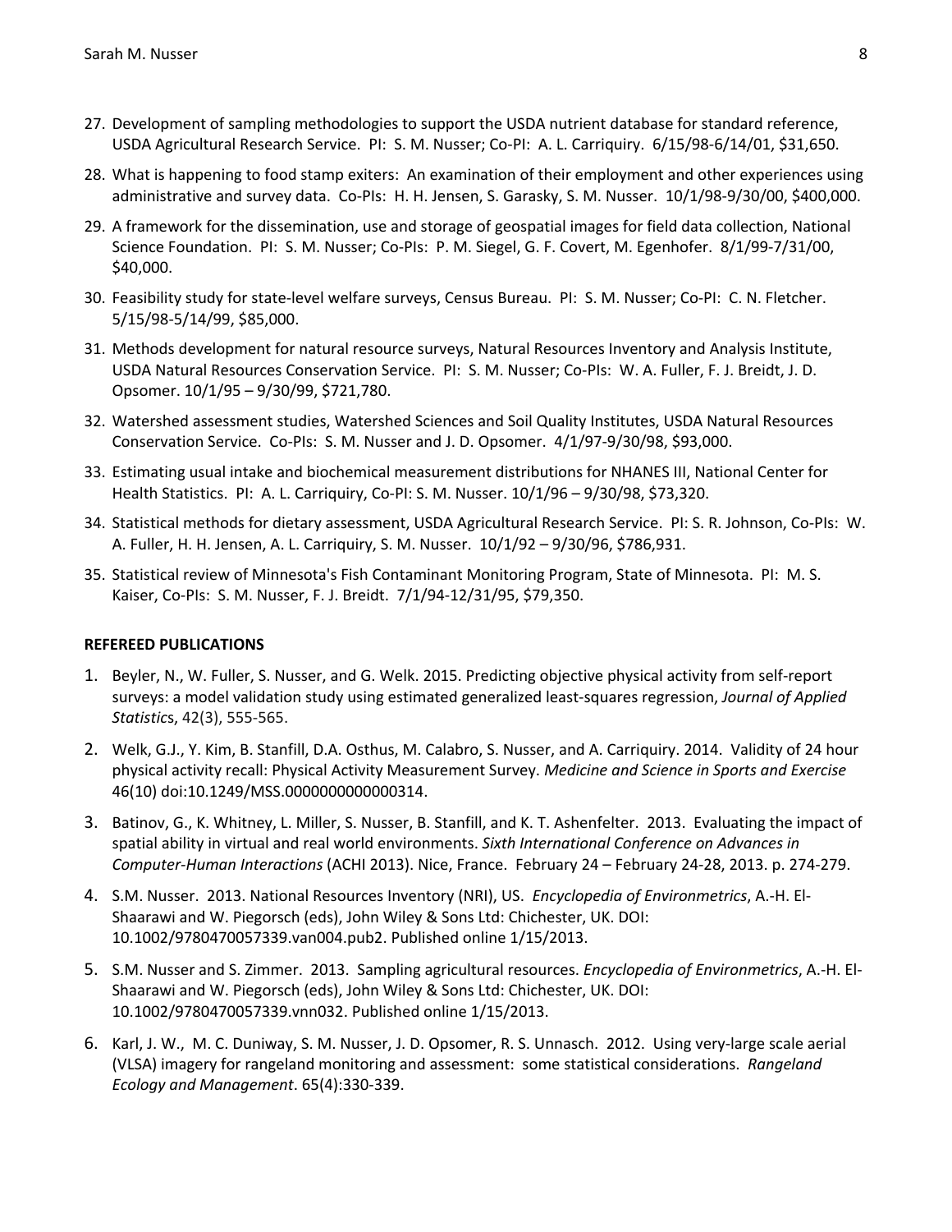27. Development of sampling methodologies to support the USDA nutrient database for standard reference, USDA Agricultural Research Service. PI: S. M. Nusser; Co-PI: A. L. Carriquiry. 6/15/98-6/14/01, $31,650.
28. What is happening to food stamp exiters: An examination of their employment and other experiences using administrative and survey data. Co-PIs: H. H. Jensen, S. Garasky, S. M. Nusser. 10/1/98-9/30/00, $400,000.
29. A framework for the dissemination, use and storage of geospatial images for field data collection, National Science Foundation. PI: S. M. Nusser; Co-PIs: P. M. Siegel, G. F. Covert, M. Egenhofer. 8/1/99-7/31/00, $40,000.
30. Feasibility study for state-level welfare surveys, Census Bureau. PI: S. M. Nusser; Co-PI: C. N. Fletcher. 5/15/98-5/14/99, $85,000.
31. Methods development for natural resource surveys, Natural Resources Inventory and Analysis Institute, USDA Natural Resources Conservation Service. PI: S. M. Nusser; Co-PIs: W. A. Fuller, F. J. Breidt, J. D. Opsomer. 10/1/95 – 9/30/99, $721,780.
32. Watershed assessment studies, Watershed Sciences and Soil Quality Institutes, USDA Natural Resources Conservation Service. Co-PIs: S. M. Nusser and J. D. Opsomer. 4/1/97-9/30/98, $93,000.
33. Estimating usual intake and biochemical measurement distributions for NHANES III, National Center for Health Statistics. PI: A. L. Carriquiry, Co-PI: S. M. Nusser. 10/1/96 – 9/30/98, $73,320.
34. Statistical methods for dietary assessment, USDA Agricultural Research Service. PI: S. R. Johnson, Co-PIs: W. A. Fuller, H. H. Jensen, A. L. Carriquiry, S. M. Nusser. 10/1/92 – 9/30/96, $786,931.
35. Statistical review of Minnesota's Fish Contaminant Monitoring Program, State of Minnesota. PI: M. S. Kaiser, Co-PIs: S. M. Nusser, F. J. Breidt. 7/1/94-12/31/95, $79,350.

**REFEREED PUBLICATIONS**

1. Beyler, N., W. Fuller, S. Nusser, and G. Welk. 2015. Predicting objective physical activity from self-report surveys: a model validation study using estimated generalized least-squares regression, *Journal of Applied Statistics*, 42(3), 555-565.
2. Welk, G.J., Y. Kim, B. Stanfill, D.A. Osthus, M. Calabro, S. Nusser, and A. Carriquiry. 2014. Validity of 24 hour physical activity recall: Physical Activity Measurement Survey. *Medicine and Science in Sports and Exercise* 46(10) doi:10.1249/MSS.0000000000000314.
3. Batinov, G., K. Whitney, L. Miller, S. Nusser, B. Stanfill, and K. T. Ashenfelter. 2013. Evaluating the impact of spatial ability in virtual and real world environments. *Sixth International Conference on Advances in Computer-Human Interactions* (ACHI 2013). Nice, France. February 24 – February 24-28, 2013. p. 274-279.
4. S.M. Nusser. 2013. National Resources Inventory (NRI), US. *Encyclopedia of Environmetrics*, A.-H. El-Shaarawi and W. Piegorsch (eds), John Wiley & Sons Ltd: Chichester, UK. DOI: 10.1002/9780470057339.van004.pub2. Published online 1/15/2013.
5. S.M. Nusser and S. Zimmer. 2013. Sampling agricultural resources. *Encyclopedia of Environmetrics*, A.-H. El-Shaarawi and W. Piegorsch (eds), John Wiley & Sons Ltd: Chichester, UK. DOI: 10.1002/9780470057339.vnn032. Published online 1/15/2013.
6. Karl, J. W., M. C. Duniway, S. M. Nusser, J. D. Opsomer, R. S. Unnasch. 2012. Using very-large scale aerial (VLSA) imagery for rangeland monitoring and assessment: some statistical considerations. *Rangeland Ecology and Management*. 65(4):330-339.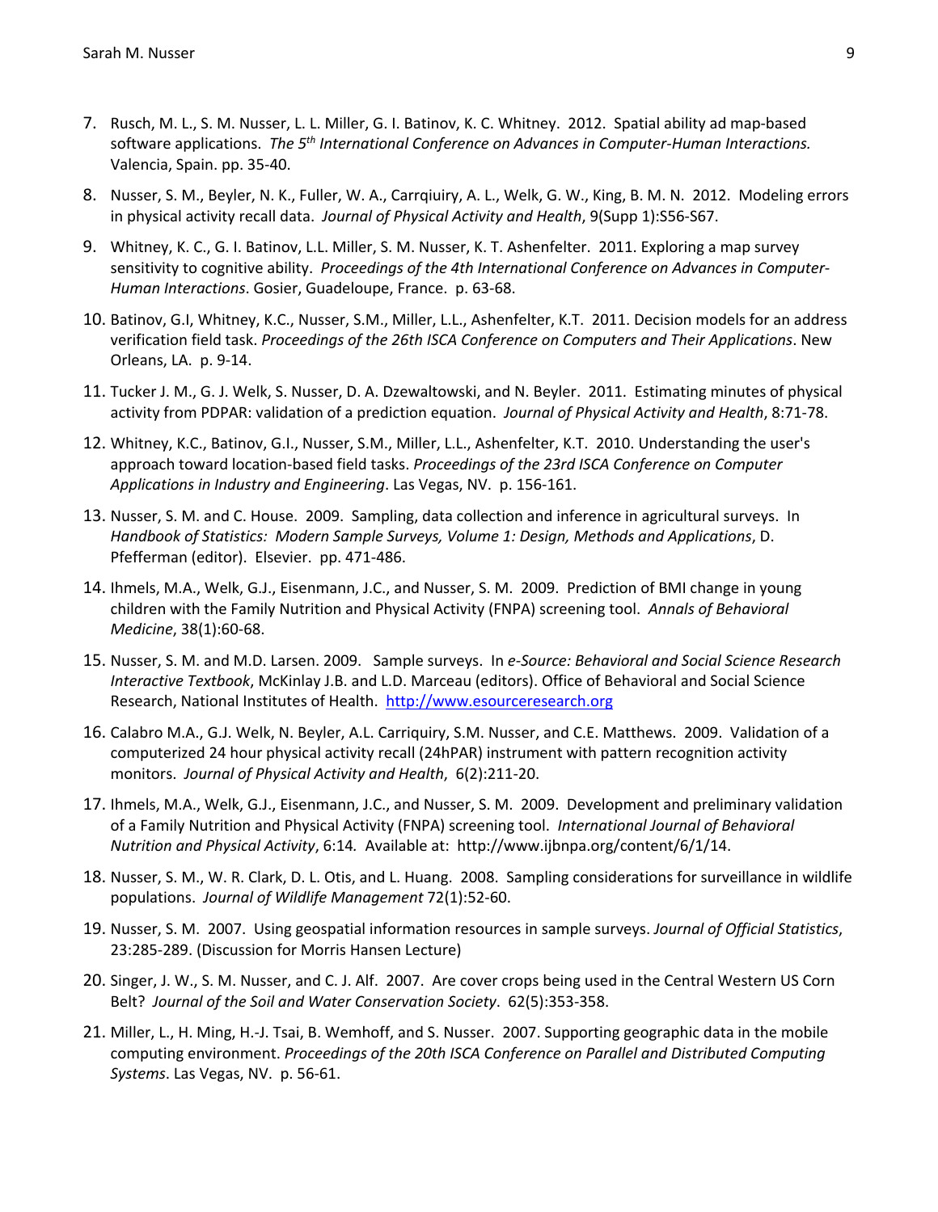7. Rusch, M. L., S. M. Nusser, L. L. Miller, G. I. Batinov, K. C. Whitney. 2012. Spatial ability ad map-based software applications. *The 5th International Conference on Advances in Computer-Human Interactions.* Valencia, Spain. pp. 35-40.

8. Nusser, S. M., Beyler, N. K., Fuller, W. A., Carrqiuiry, A. L., Welk, G. W., King, B. M. N. 2012. Modeling errors in physical activity recall data. *Journal of Physical Activity and Health*, 9(Supp 1):S56-S67.

9. Whitney, K. C., G. I. Batinov, L.L. Miller, S. M. Nusser, K. T. Ashenfelter. 2011. Exploring a map survey sensitivity to cognitive ability. *Proceedings of the 4th International Conference on Advances in Computer-Human Interactions*. Gosier, Guadeloupe, France. p. 63-68.

10. Batinov, G.I, Whitney, K.C., Nusser, S.M., Miller, L.L., Ashenfelter, K.T. 2011. Decision models for an address verification field task. *Proceedings of the 26th ISCA Conference on Computers and Their Applications*. New Orleans, LA. p. 9-14.

11. Tucker J. M., G. J. Welk, S. Nusser, D. A. Dzewaltowski, and N. Beyler. 2011. Estimating minutes of physical activity from PDPAR: validation of a prediction equation. *Journal of Physical Activity and Health*, 8:71-78.

12. Whitney, K.C., Batinov, G.I., Nusser, S.M., Miller, L.L., Ashenfelter, K.T. 2010. Understanding the user's approach toward location-based field tasks. *Proceedings of the 23rd ISCA Conference on Computer Applications in Industry and Engineering*. Las Vegas, NV. p. 156-161.

13. Nusser, S. M. and C. House. 2009. Sampling, data collection and inference in agricultural surveys. In *Handbook of Statistics: Modern Sample Surveys, Volume 1: Design, Methods and Applications*, D. Pfefferman (editor). Elsevier. pp. 471-486.

14. Ihmels, M.A., Welk, G.J., Eisenmann, J.C., and Nusser, S. M. 2009. Prediction of BMI change in young children with the Family Nutrition and Physical Activity (FNPA) screening tool. *Annals of Behavioral Medicine*, 38(1):60-68.

15. Nusser, S. M. and M.D. Larsen. 2009. Sample surveys. In *e-Source: Behavioral and Social Science Research Interactive Textbook*, McKinlay J.B. and L.D. Marceau (editors). Office of Behavioral and Social Science Research, National Institutes of Health. http://www.esourceresearch.org

16. Calabro M.A., G.J. Welk, N. Beyler, A.L. Carriquiry, S.M. Nusser, and C.E. Matthews. 2009. Validation of a computerized 24 hour physical activity recall (24hPAR) instrument with pattern recognition activity monitors. *Journal of Physical Activity and Health*, 6(2):211-20.

17. Ihmels, M.A., Welk, G.J., Eisenmann, J.C., and Nusser, S. M. 2009. Development and preliminary validation of a Family Nutrition and Physical Activity (FNPA) screening tool. *International Journal of Behavioral Nutrition and Physical Activity*, 6:14*.* Available at: http://www.ijbnpa.org/content/6/1/14.

18. Nusser, S. M., W. R. Clark, D. L. Otis, and L. Huang. 2008. Sampling considerations for surveillance in wildlife populations. *Journal of Wildlife Management* 72(1):52-60.

19. Nusser, S. M. 2007. Using geospatial information resources in sample surveys. *Journal of Official Statistics*, 23:285-289. (Discussion for Morris Hansen Lecture)

20. Singer, J. W., S. M. Nusser, and C. J. Alf. 2007. Are cover crops being used in the Central Western US Corn Belt? *Journal of the Soil and Water Conservation Society*. 62(5):353-358.

21. Miller, L., H. Ming, H.-J. Tsai, B. Wemhoff, and S. Nusser. 2007. Supporting geographic data in the mobile computing environment. *Proceedings of the 20th ISCA Conference on Parallel and Distributed Computing Systems*. Las Vegas, NV. p. 56-61.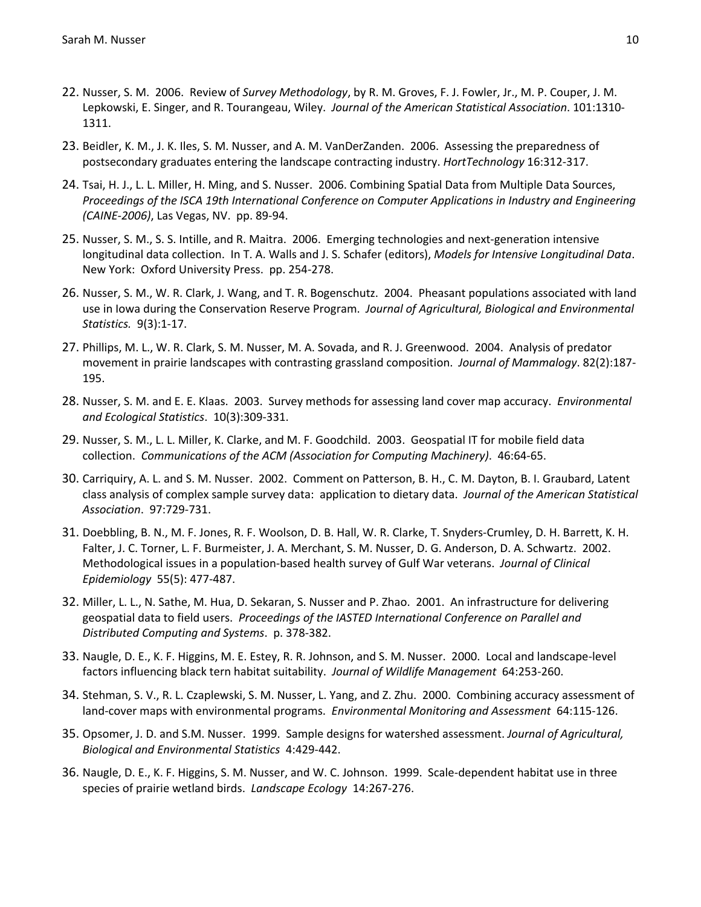22. Nusser, S. M. 2006. Review of *Survey Methodology*, by R. M. Groves, F. J. Fowler, Jr., M. P. Couper, J. M. Lepkowski, E. Singer, and R. Tourangeau, Wiley. *Journal of the American Statistical Association*. 101:1310-1311.

23. Beidler, K. M., J. K. Iles, S. M. Nusser, and A. M. VanDerZanden. 2006. Assessing the preparedness of postsecondary graduates entering the landscape contracting industry. *HortTechnology* 16:312-317.

24. Tsai, H. J., L. L. Miller, H. Ming, and S. Nusser. 2006. Combining Spatial Data from Multiple Data Sources, *Proceedings of the ISCA 19th International Conference on Computer Applications in Industry and Engineering (CAINE-2006)*, Las Vegas, NV. pp. 89-94.

25. Nusser, S. M., S. S. Intille, and R. Maitra. 2006. Emerging technologies and next-generation intensive longitudinal data collection. In T. A. Walls and J. S. Schafer (editors), *Models for Intensive Longitudinal Data*. New York: Oxford University Press. pp. 254-278.

26. Nusser, S. M., W. R. Clark, J. Wang, and T. R. Bogenschutz. 2004. Pheasant populations associated with land use in Iowa during the Conservation Reserve Program. *Journal of Agricultural, Biological and Environmental Statistics.* 9(3):1-17.

27. Phillips, M. L., W. R. Clark, S. M. Nusser, M. A. Sovada, and R. J. Greenwood. 2004. Analysis of predator movement in prairie landscapes with contrasting grassland composition. *Journal of Mammalogy*. 82(2):187-195.

28. Nusser, S. M. and E. E. Klaas. 2003. Survey methods for assessing land cover map accuracy. *Environmental and Ecological Statistics*. 10(3):309-331.

29. Nusser, S. M., L. L. Miller, K. Clarke, and M. F. Goodchild. 2003. Geospatial IT for mobile field data collection. *Communications of the ACM (Association for Computing Machinery)*. 46:64-65.

30. Carriquiry, A. L. and S. M. Nusser. 2002. Comment on Patterson, B. H., C. M. Dayton, B. I. Graubard, Latent class analysis of complex sample survey data: application to dietary data. *Journal of the American Statistical Association*. 97:729-731.

31. Doebbling, B. N., M. F. Jones, R. F. Woolson, D. B. Hall, W. R. Clarke, T. Snyders-Crumley, D. H. Barrett, K. H. Falter, J. C. Torner, L. F. Burmeister, J. A. Merchant, S. M. Nusser, D. G. Anderson, D. A. Schwartz. 2002. Methodological issues in a population-based health survey of Gulf War veterans. *Journal of Clinical Epidemiology* 55(5): 477-487.

32. Miller, L. L., N. Sathe, M. Hua, D. Sekaran, S. Nusser and P. Zhao. 2001. An infrastructure for delivering geospatial data to field users. *Proceedings of the IASTED International Conference on Parallel and Distributed Computing and Systems*. p. 378-382.

33. Naugle, D. E., K. F. Higgins, M. E. Estey, R. R. Johnson, and S. M. Nusser. 2000. Local and landscape-level factors influencing black tern habitat suitability. *Journal of Wildlife Management* 64:253-260.

34. Stehman, S. V., R. L. Czaplewski, S. M. Nusser, L. Yang, and Z. Zhu. 2000. Combining accuracy assessment of land-cover maps with environmental programs. *Environmental Monitoring and Assessment* 64:115-126.

35. Opsomer, J. D. and S.M. Nusser. 1999. Sample designs for watershed assessment. *Journal of Agricultural, Biological and Environmental Statistics* 4:429-442.

36. Naugle, D. E., K. F. Higgins, S. M. Nusser, and W. C. Johnson. 1999. Scale-dependent habitat use in three species of prairie wetland birds. *Landscape Ecology* 14:267-276.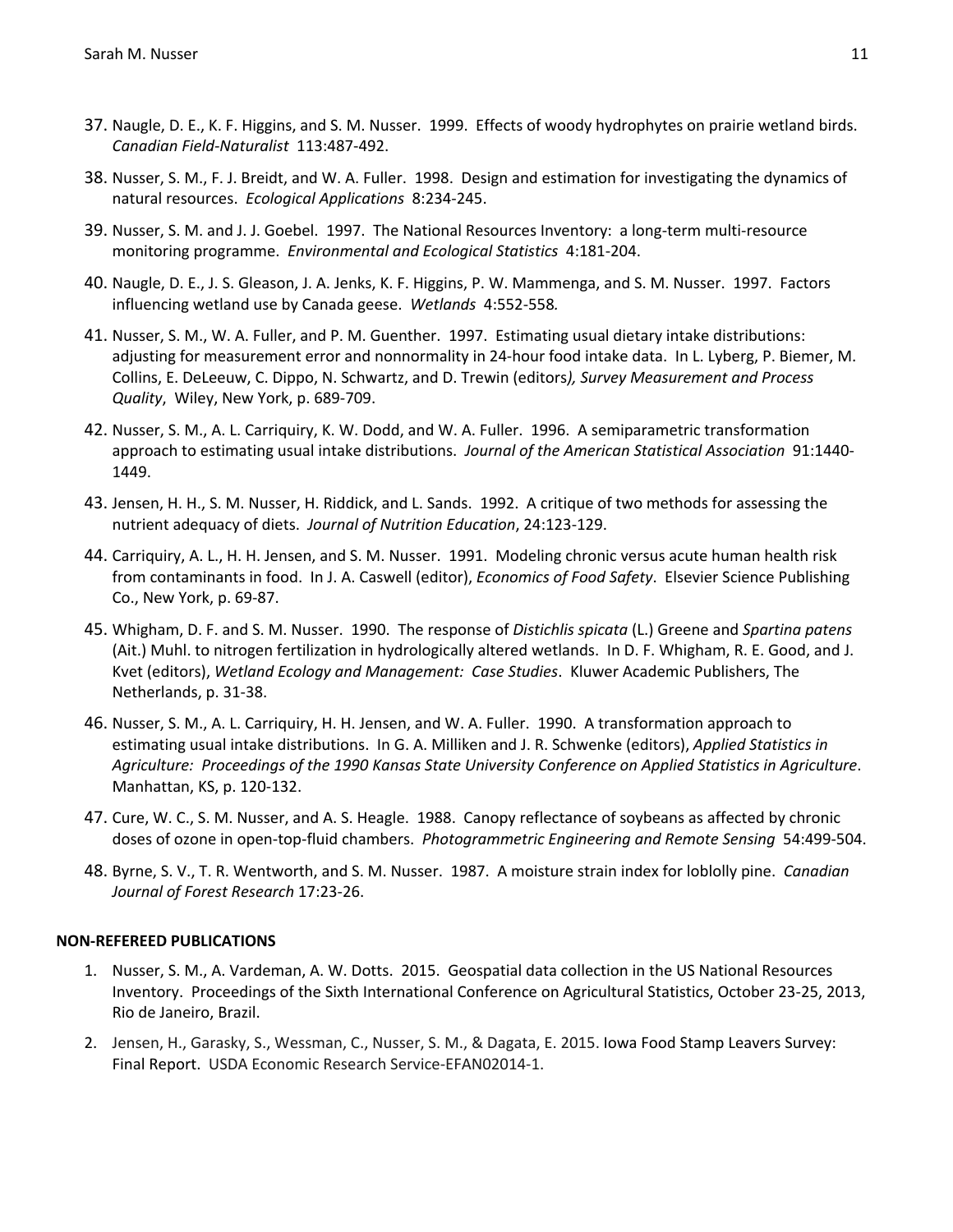37. Naugle, D. E., K. F. Higgins, and S. M. Nusser. 1999. Effects of woody hydrophytes on prairie wetland birds. *Canadian Field-Naturalist* 113:487-492.

38. Nusser, S. M., F. J. Breidt, and W. A. Fuller. 1998. Design and estimation for investigating the dynamics of natural resources. *Ecological Applications* 8:234-245.

39. Nusser, S. M. and J. J. Goebel. 1997. The National Resources Inventory: a long-term multi-resource monitoring programme. *Environmental and Ecological Statistics* 4:181-204.

40. Naugle, D. E., J. S. Gleason, J. A. Jenks, K. F. Higgins, P. W. Mammenga, and S. M. Nusser. 1997. Factors influencing wetland use by Canada geese. *Wetlands* 4:552-558.

41. Nusser, S. M., W. A. Fuller, and P. M. Guenther. 1997. Estimating usual dietary intake distributions: adjusting for measurement error and nonnormality in 24-hour food intake data. In L. Lyberg, P. Biemer, M. Collins, E. DeLeeuw, C. Dippo, N. Schwartz, and D. Trewin (editors*), Survey Measurement and Process Quality*, Wiley, New York, p. 689-709.

42. Nusser, S. M., A. L. Carriquiry, K. W. Dodd, and W. A. Fuller. 1996. A semiparametric transformation approach to estimating usual intake distributions. *Journal of the American Statistical Association* 91:1440-1449.

43. Jensen, H. H., S. M. Nusser, H. Riddick, and L. Sands. 1992. A critique of two methods for assessing the nutrient adequacy of diets. *Journal of Nutrition Education*, 24:123-129.

44. Carriquiry, A. L., H. H. Jensen, and S. M. Nusser. 1991. Modeling chronic versus acute human health risk from contaminants in food. In J. A. Caswell (editor), *Economics of Food Safety*. Elsevier Science Publishing Co., New York, p. 69-87.

45. Whigham, D. F. and S. M. Nusser. 1990. The response of *Distichlis spicata* (L.) Greene and *Spartina patens* (Ait.) Muhl. to nitrogen fertilization in hydrologically altered wetlands. In D. F. Whigham, R. E. Good, and J. Kvet (editors), *Wetland Ecology and Management: Case Studies*. Kluwer Academic Publishers, The Netherlands, p. 31-38.

46. Nusser, S. M., A. L. Carriquiry, H. H. Jensen, and W. A. Fuller. 1990. A transformation approach to estimating usual intake distributions. In G. A. Milliken and J. R. Schwenke (editors), *Applied Statistics in Agriculture: Proceedings of the 1990 Kansas State University Conference on Applied Statistics in Agriculture*. Manhattan, KS, p. 120-132.

47. Cure, W. C., S. M. Nusser, and A. S. Heagle. 1988. Canopy reflectance of soybeans as affected by chronic doses of ozone in open-top-fluid chambers. *Photogrammetric Engineering and Remote Sensing* 54:499-504.

48. Byrne, S. V., T. R. Wentworth, and S. M. Nusser. 1987. A moisture strain index for loblolly pine. *Canadian Journal of Forest Research* 17:23-26.

**NON-REFEREED PUBLICATIONS**

1. Nusser, S. M., A. Vardeman, A. W. Dotts. 2015. Geospatial data collection in the US National Resources Inventory. Proceedings of the Sixth International Conference on Agricultural Statistics, October 23-25, 2013, Rio de Janeiro, Brazil.

2. Jensen, H., Garasky, S., Wessman, C., Nusser, S. M., & Dagata, E. 2015. Iowa Food Stamp Leavers Survey: Final Report. USDA Economic Research Service-EFAN02014-1.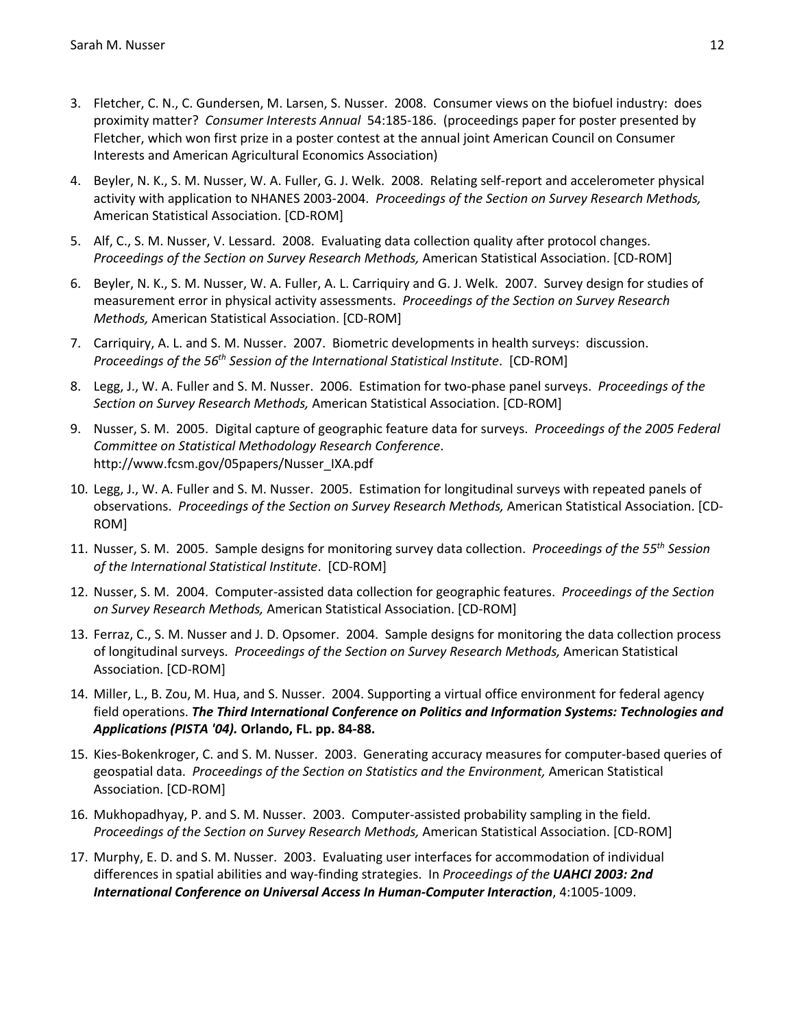3. Fletcher, C. N., C. Gundersen, M. Larsen, S. Nusser. 2008. Consumer views on the biofuel industry: does proximity matter? *Consumer Interests Annual* 54:185-186. (proceedings paper for poster presented by Fletcher, which won first prize in a poster contest at the annual joint American Council on Consumer Interests and American Agricultural Economics Association)

4. Beyler, N. K., S. M. Nusser, W. A. Fuller, G. J. Welk. 2008. Relating self-report and accelerometer physical activity with application to NHANES 2003-2004. *Proceedings of the Section on Survey Research Methods,* American Statistical Association. [CD-ROM]

5. Alf, C., S. M. Nusser, V. Lessard. 2008. Evaluating data collection quality after protocol changes. *Proceedings of the Section on Survey Research Methods,* American Statistical Association. [CD-ROM]

6. Beyler, N. K., S. M. Nusser, W. A. Fuller, A. L. Carriquiry and G. J. Welk. 2007. Survey design for studies of measurement error in physical activity assessments. *Proceedings of the Section on Survey Research Methods,* American Statistical Association. [CD-ROM]

7. Carriquiry, A. L. and S. M. Nusser. 2007. Biometric developments in health surveys: discussion. *Proceedings of the 56th Session of the International Statistical Institute*. [CD-ROM]

8. Legg, J., W. A. Fuller and S. M. Nusser. 2006. Estimation for two-phase panel surveys. *Proceedings of the Section on Survey Research Methods,* American Statistical Association. [CD-ROM]

9. Nusser, S. M. 2005. Digital capture of geographic feature data for surveys. *Proceedings of the 2005 Federal Committee on Statistical Methodology Research Conference*. http://www.fcsm.gov/05papers/Nusser_IXA.pdf

10. Legg, J., W. A. Fuller and S. M. Nusser. 2005. Estimation for longitudinal surveys with repeated panels of observations. *Proceedings of the Section on Survey Research Methods,* American Statistical Association. [CD-ROM]

11. Nusser, S. M. 2005. Sample designs for monitoring survey data collection. *Proceedings of the 55th Session of the International Statistical Institute*. [CD-ROM]

12. Nusser, S. M. 2004. Computer-assisted data collection for geographic features. *Proceedings of the Section on Survey Research Methods,* American Statistical Association. [CD-ROM]

13. Ferraz, C., S. M. Nusser and J. D. Opsomer. 2004. Sample designs for monitoring the data collection process of longitudinal surveys. *Proceedings of the Section on Survey Research Methods,* American Statistical Association. [CD-ROM]

14. Miller, L., B. Zou, M. Hua, and S. Nusser. 2004. Supporting a virtual office environment for federal agency field operations. ***The Third International Conference on Politics and Information Systems: Technologies and Applications (PISTA '04).*** **Orlando, FL. pp. 84-88.**

15. Kies-Bokenkroger, C. and S. M. Nusser. 2003. Generating accuracy measures for computer-based queries of geospatial data. *Proceedings of the Section on Statistics and the Environment,* American Statistical Association. [CD-ROM]

16. Mukhopadhyay, P. and S. M. Nusser. 2003. Computer-assisted probability sampling in the field. *Proceedings of the Section on Survey Research Methods,* American Statistical Association. [CD-ROM]

17. Murphy, E. D. and S. M. Nusser. 2003. Evaluating user interfaces for accommodation of individual differences in spatial abilities and way-finding strategies. In *Proceedings of the* ***UAHCI 2003: 2nd International Conference on Universal Access In Human-Computer Interaction***, 4:1005-1009.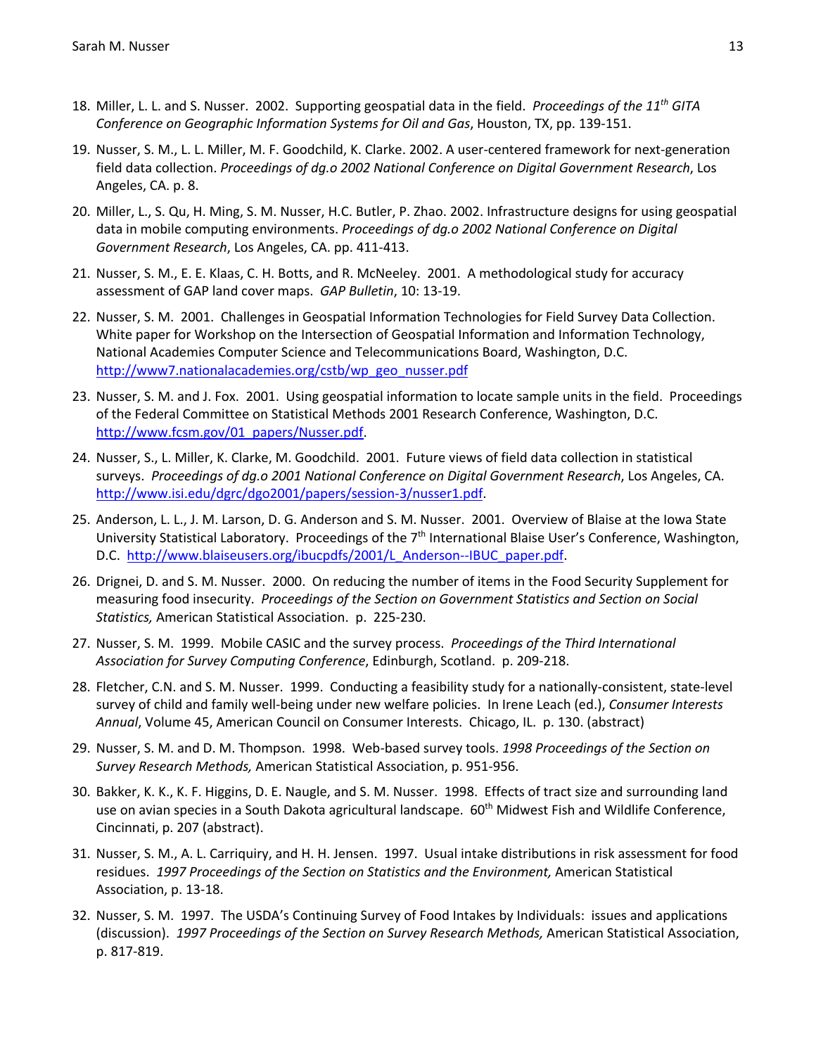18. Miller, L. L. and S. Nusser. 2002. Supporting geospatial data in the field. *Proceedings of the 11th GITA Conference on Geographic Information Systems for Oil and Gas*, Houston, TX, pp. 139-151.

19. Nusser, S. M., L. L. Miller, M. F. Goodchild, K. Clarke. 2002. A user-centered framework for next-generation field data collection. *Proceedings of dg.o 2002 National Conference on Digital Government Research*, Los Angeles, CA. p. 8.

20. Miller, L., S. Qu, H. Ming, S. M. Nusser, H.C. Butler, P. Zhao. 2002. Infrastructure designs for using geospatial data in mobile computing environments. *Proceedings of dg.o 2002 National Conference on Digital Government Research*, Los Angeles, CA. pp. 411-413.

21. Nusser, S. M., E. E. Klaas, C. H. Botts, and R. McNeeley. 2001. A methodological study for accuracy assessment of GAP land cover maps. *GAP Bulletin*, 10: 13-19.

22. Nusser, S. M. 2001. Challenges in Geospatial Information Technologies for Field Survey Data Collection. White paper for Workshop on the Intersection of Geospatial Information and Information Technology, National Academies Computer Science and Telecommunications Board, Washington, D.C. http://www7.nationalacademies.org/cstb/wp_geo_nusser.pdf

23. Nusser, S. M. and J. Fox. 2001. Using geospatial information to locate sample units in the field. Proceedings of the Federal Committee on Statistical Methods 2001 Research Conference, Washington, D.C. http://www.fcsm.gov/01_papers/Nusser.pdf.

24. Nusser, S., L. Miller, K. Clarke, M. Goodchild. 2001. Future views of field data collection in statistical surveys. *Proceedings of dg.o 2001 National Conference on Digital Government Research*, Los Angeles, CA. http://www.isi.edu/dgrc/dgo2001/papers/session-3/nusser1.pdf.

25. Anderson, L. L., J. M. Larson, D. G. Anderson and S. M. Nusser. 2001. Overview of Blaise at the Iowa State University Statistical Laboratory. Proceedings of the 7th International Blaise User's Conference, Washington, D.C. http://www.blaiseusers.org/ibucpdfs/2001/L_Anderson--IBUC_paper.pdf.

26. Drignei, D. and S. M. Nusser. 2000. On reducing the number of items in the Food Security Supplement for measuring food insecurity. *Proceedings of the Section on Government Statistics and Section on Social Statistics,* American Statistical Association. p. 225-230.

27. Nusser, S. M. 1999. Mobile CASIC and the survey process. *Proceedings of the Third International Association for Survey Computing Conference*, Edinburgh, Scotland. p. 209-218.

28. Fletcher, C.N. and S. M. Nusser. 1999. Conducting a feasibility study for a nationally-consistent, state-level survey of child and family well-being under new welfare policies. In Irene Leach (ed.), *Consumer Interests Annual*, Volume 45, American Council on Consumer Interests. Chicago, IL. p. 130. (abstract)

29. Nusser, S. M. and D. M. Thompson. 1998. Web-based survey tools. *1998 Proceedings of the Section on Survey Research Methods,* American Statistical Association, p. 951-956.

30. Bakker, K. K., K. F. Higgins, D. E. Naugle, and S. M. Nusser. 1998. Effects of tract size and surrounding land use on avian species in a South Dakota agricultural landscape. 60th Midwest Fish and Wildlife Conference, Cincinnati, p. 207 (abstract).

31. Nusser, S. M., A. L. Carriquiry, and H. H. Jensen. 1997. Usual intake distributions in risk assessment for food residues. *1997 Proceedings of the Section on Statistics and the Environment,* American Statistical Association, p. 13-18.

32. Nusser, S. M. 1997. The USDA's Continuing Survey of Food Intakes by Individuals: issues and applications (discussion). *1997 Proceedings of the Section on Survey Research Methods,* American Statistical Association, p. 817-819.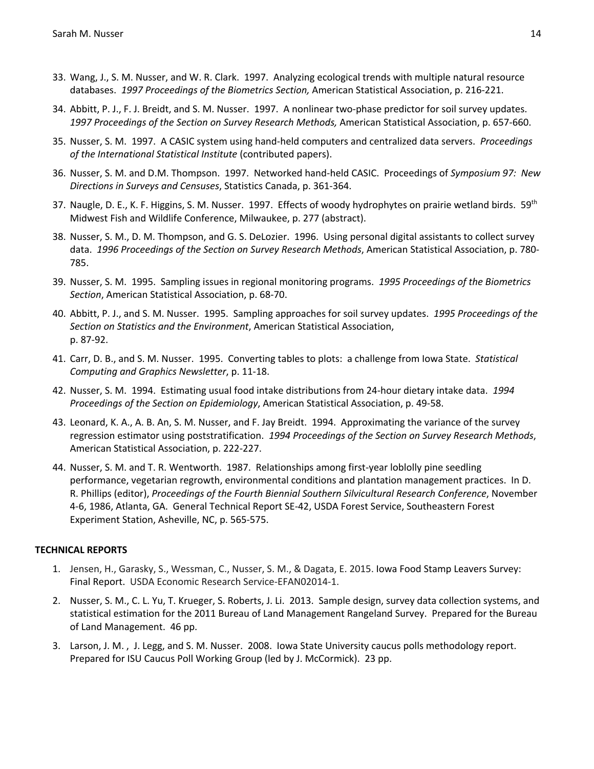33. Wang, J., S. M. Nusser, and W. R. Clark. 1997. Analyzing ecological trends with multiple natural resource databases. *1997 Proceedings of the Biometrics Section,* American Statistical Association, p. 216-221.

34. Abbitt, P. J., F. J. Breidt, and S. M. Nusser. 1997. A nonlinear two-phase predictor for soil survey updates. *1997 Proceedings of the Section on Survey Research Methods,* American Statistical Association, p. 657-660.

35. Nusser, S. M. 1997. A CASIC system using hand-held computers and centralized data servers. *Proceedings of the International Statistical Institute* (contributed papers).

36. Nusser, S. M. and D.M. Thompson. 1997. Networked hand-held CASIC. Proceedings of *Symposium 97: New Directions in Surveys and Censuses*, Statistics Canada, p. 361-364.

37. Naugle, D. E., K. F. Higgins, S. M. Nusser. 1997. Effects of woody hydrophytes on prairie wetland birds. 59th Midwest Fish and Wildlife Conference, Milwaukee, p. 277 (abstract).

38. Nusser, S. M., D. M. Thompson, and G. S. DeLozier. 1996. Using personal digital assistants to collect survey data. *1996 Proceedings of the Section on Survey Research Methods*, American Statistical Association, p. 780-785.

39. Nusser, S. M. 1995. Sampling issues in regional monitoring programs. *1995 Proceedings of the Biometrics Section*, American Statistical Association, p. 68-70.

40. Abbitt, P. J., and S. M. Nusser. 1995. Sampling approaches for soil survey updates. *1995 Proceedings of the Section on Statistics and the Environment*, American Statistical Association, p. 87-92.

41. Carr, D. B., and S. M. Nusser. 1995. Converting tables to plots: a challenge from Iowa State. *Statistical Computing and Graphics Newsletter*, p. 11-18.

42. Nusser, S. M. 1994. Estimating usual food intake distributions from 24-hour dietary intake data. *1994 Proceedings of the Section on Epidemiology*, American Statistical Association, p. 49-58.

43. Leonard, K. A., A. B. An, S. M. Nusser, and F. Jay Breidt. 1994. Approximating the variance of the survey regression estimator using poststratification. *1994 Proceedings of the Section on Survey Research Methods*, American Statistical Association, p. 222-227.

44. Nusser, S. M. and T. R. Wentworth. 1987. Relationships among first-year loblolly pine seedling performance, vegetarian regrowth, environmental conditions and plantation management practices. In D. R. Phillips (editor), *Proceedings of the Fourth Biennial Southern Silvicultural Research Conference*, November 4-6, 1986, Atlanta, GA. General Technical Report SE-42, USDA Forest Service, Southeastern Forest Experiment Station, Asheville, NC, p. 565-575.

**TECHNICAL REPORTS**

1. Jensen, H., Garasky, S., Wessman, C., Nusser, S. M., & Dagata, E. 2015. Iowa Food Stamp Leavers Survey: Final Report. USDA Economic Research Service-EFAN02014-1.

2. Nusser, S. M., C. L. Yu, T. Krueger, S. Roberts, J. Li. 2013. Sample design, survey data collection systems, and statistical estimation for the 2011 Bureau of Land Management Rangeland Survey. Prepared for the Bureau of Land Management. 46 pp.

3. Larson, J. M. , J. Legg, and S. M. Nusser. 2008. Iowa State University caucus polls methodology report. Prepared for ISU Caucus Poll Working Group (led by J. McCormick). 23 pp.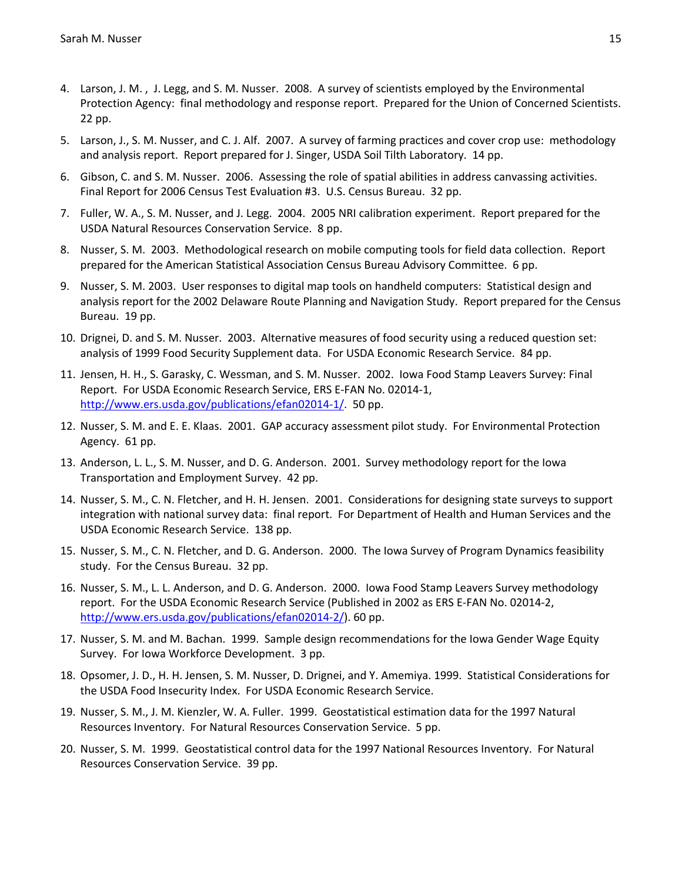4. Larson, J. M. , J. Legg, and S. M. Nusser. 2008. A survey of scientists employed by the Environmental Protection Agency: final methodology and response report. Prepared for the Union of Concerned Scientists. 22 pp.

5. Larson, J., S. M. Nusser, and C. J. Alf. 2007. A survey of farming practices and cover crop use: methodology and analysis report. Report prepared for J. Singer, USDA Soil Tilth Laboratory. 14 pp.

6. Gibson, C. and S. M. Nusser. 2006. Assessing the role of spatial abilities in address canvassing activities. Final Report for 2006 Census Test Evaluation #3. U.S. Census Bureau. 32 pp.

7. Fuller, W. A., S. M. Nusser, and J. Legg. 2004. 2005 NRI calibration experiment. Report prepared for the USDA Natural Resources Conservation Service. 8 pp.

8. Nusser, S. M. 2003. Methodological research on mobile computing tools for field data collection. Report prepared for the American Statistical Association Census Bureau Advisory Committee. 6 pp.

9. Nusser, S. M. 2003. User responses to digital map tools on handheld computers: Statistical design and analysis report for the 2002 Delaware Route Planning and Navigation Study. Report prepared for the Census Bureau. 19 pp.

10. Drignei, D. and S. M. Nusser. 2003. Alternative measures of food security using a reduced question set: analysis of 1999 Food Security Supplement data. For USDA Economic Research Service. 84 pp.

11. Jensen, H. H., S. Garasky, C. Wessman, and S. M. Nusser. 2002. Iowa Food Stamp Leavers Survey: Final Report. For USDA Economic Research Service, ERS E-FAN No. 02014-1, http://www.ers.usda.gov/publications/efan02014-1/. 50 pp.

12. Nusser, S. M. and E. E. Klaas. 2001. GAP accuracy assessment pilot study. For Environmental Protection Agency. 61 pp.

13. Anderson, L. L., S. M. Nusser, and D. G. Anderson. 2001. Survey methodology report for the Iowa Transportation and Employment Survey. 42 pp.

14. Nusser, S. M., C. N. Fletcher, and H. H. Jensen. 2001. Considerations for designing state surveys to support integration with national survey data: final report. For Department of Health and Human Services and the USDA Economic Research Service. 138 pp.

15. Nusser, S. M., C. N. Fletcher, and D. G. Anderson. 2000. The Iowa Survey of Program Dynamics feasibility study. For the Census Bureau. 32 pp.

16. Nusser, S. M., L. L. Anderson, and D. G. Anderson. 2000. Iowa Food Stamp Leavers Survey methodology report. For the USDA Economic Research Service (Published in 2002 as ERS E-FAN No. 02014-2, http://www.ers.usda.gov/publications/efan02014-2/). 60 pp.

17. Nusser, S. M. and M. Bachan. 1999. Sample design recommendations for the Iowa Gender Wage Equity Survey. For Iowa Workforce Development. 3 pp.

18. Opsomer, J. D., H. H. Jensen, S. M. Nusser, D. Drignei, and Y. Amemiya. 1999. Statistical Considerations for the USDA Food Insecurity Index. For USDA Economic Research Service.

19. Nusser, S. M., J. M. Kienzler, W. A. Fuller. 1999. Geostatistical estimation data for the 1997 Natural Resources Inventory. For Natural Resources Conservation Service. 5 pp.

20. Nusser, S. M. 1999. Geostatistical control data for the 1997 National Resources Inventory. For Natural Resources Conservation Service. 39 pp.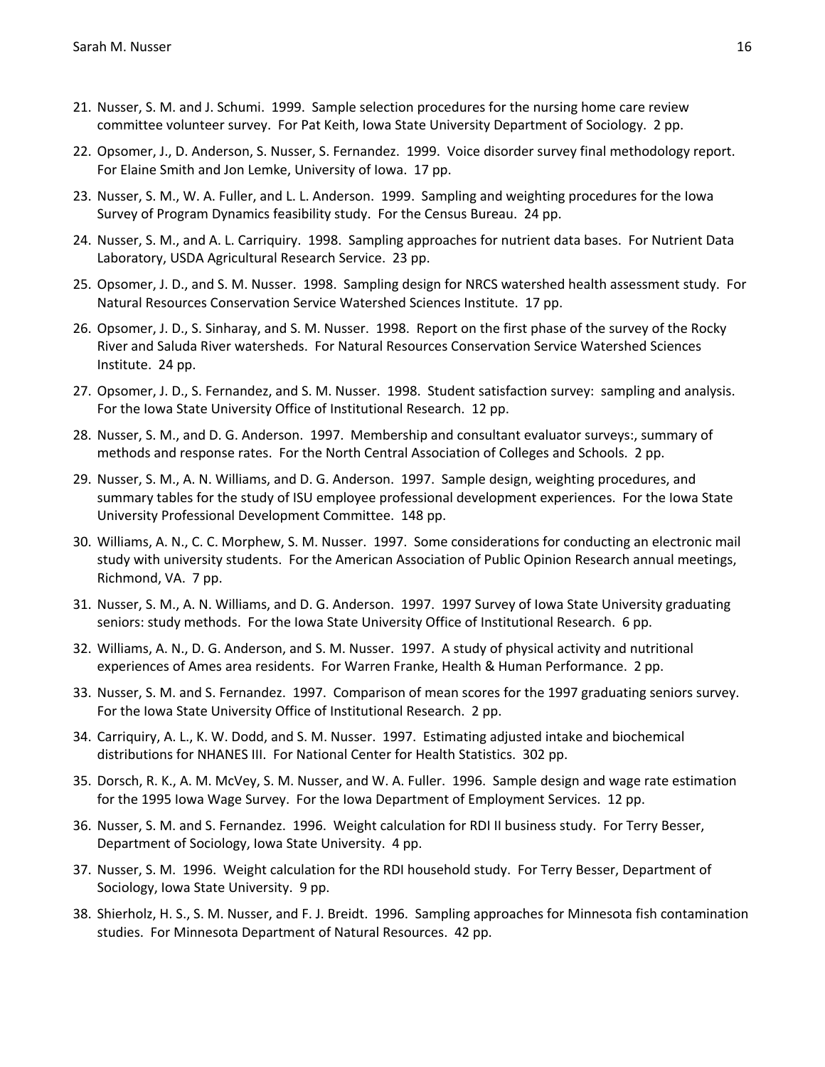21. Nusser, S. M. and J. Schumi. 1999. Sample selection procedures for the nursing home care review committee volunteer survey. For Pat Keith, Iowa State University Department of Sociology. 2 pp.
22. Opsomer, J., D. Anderson, S. Nusser, S. Fernandez. 1999. Voice disorder survey final methodology report. For Elaine Smith and Jon Lemke, University of Iowa. 17 pp.
23. Nusser, S. M., W. A. Fuller, and L. L. Anderson. 1999. Sampling and weighting procedures for the Iowa Survey of Program Dynamics feasibility study. For the Census Bureau. 24 pp.
24. Nusser, S. M., and A. L. Carriquiry. 1998. Sampling approaches for nutrient data bases. For Nutrient Data Laboratory, USDA Agricultural Research Service. 23 pp.
25. Opsomer, J. D., and S. M. Nusser. 1998. Sampling design for NRCS watershed health assessment study. For Natural Resources Conservation Service Watershed Sciences Institute. 17 pp.
26. Opsomer, J. D., S. Sinharay, and S. M. Nusser. 1998. Report on the first phase of the survey of the Rocky River and Saluda River watersheds. For Natural Resources Conservation Service Watershed Sciences Institute. 24 pp.
27. Opsomer, J. D., S. Fernandez, and S. M. Nusser. 1998. Student satisfaction survey: sampling and analysis. For the Iowa State University Office of Institutional Research. 12 pp.
28. Nusser, S. M., and D. G. Anderson. 1997. Membership and consultant evaluator surveys:, summary of methods and response rates. For the North Central Association of Colleges and Schools. 2 pp.
29. Nusser, S. M., A. N. Williams, and D. G. Anderson. 1997. Sample design, weighting procedures, and summary tables for the study of ISU employee professional development experiences. For the Iowa State University Professional Development Committee. 148 pp.
30. Williams, A. N., C. C. Morphew, S. M. Nusser. 1997. Some considerations for conducting an electronic mail study with university students. For the American Association of Public Opinion Research annual meetings, Richmond, VA. 7 pp.
31. Nusser, S. M., A. N. Williams, and D. G. Anderson. 1997. 1997 Survey of Iowa State University graduating seniors: study methods. For the Iowa State University Office of Institutional Research. 6 pp.
32. Williams, A. N., D. G. Anderson, and S. M. Nusser. 1997. A study of physical activity and nutritional experiences of Ames area residents. For Warren Franke, Health & Human Performance. 2 pp.
33. Nusser, S. M. and S. Fernandez. 1997. Comparison of mean scores for the 1997 graduating seniors survey. For the Iowa State University Office of Institutional Research. 2 pp.
34. Carriquiry, A. L., K. W. Dodd, and S. M. Nusser. 1997. Estimating adjusted intake and biochemical distributions for NHANES III. For National Center for Health Statistics. 302 pp.
35. Dorsch, R. K., A. M. McVey, S. M. Nusser, and W. A. Fuller. 1996. Sample design and wage rate estimation for the 1995 Iowa Wage Survey. For the Iowa Department of Employment Services. 12 pp.
36. Nusser, S. M. and S. Fernandez. 1996. Weight calculation for RDI II business study. For Terry Besser, Department of Sociology, Iowa State University. 4 pp.
37. Nusser, S. M. 1996. Weight calculation for the RDI household study. For Terry Besser, Department of Sociology, Iowa State University. 9 pp.
38. Shierholz, H. S., S. M. Nusser, and F. J. Breidt. 1996. Sampling approaches for Minnesota fish contamination studies. For Minnesota Department of Natural Resources. 42 pp.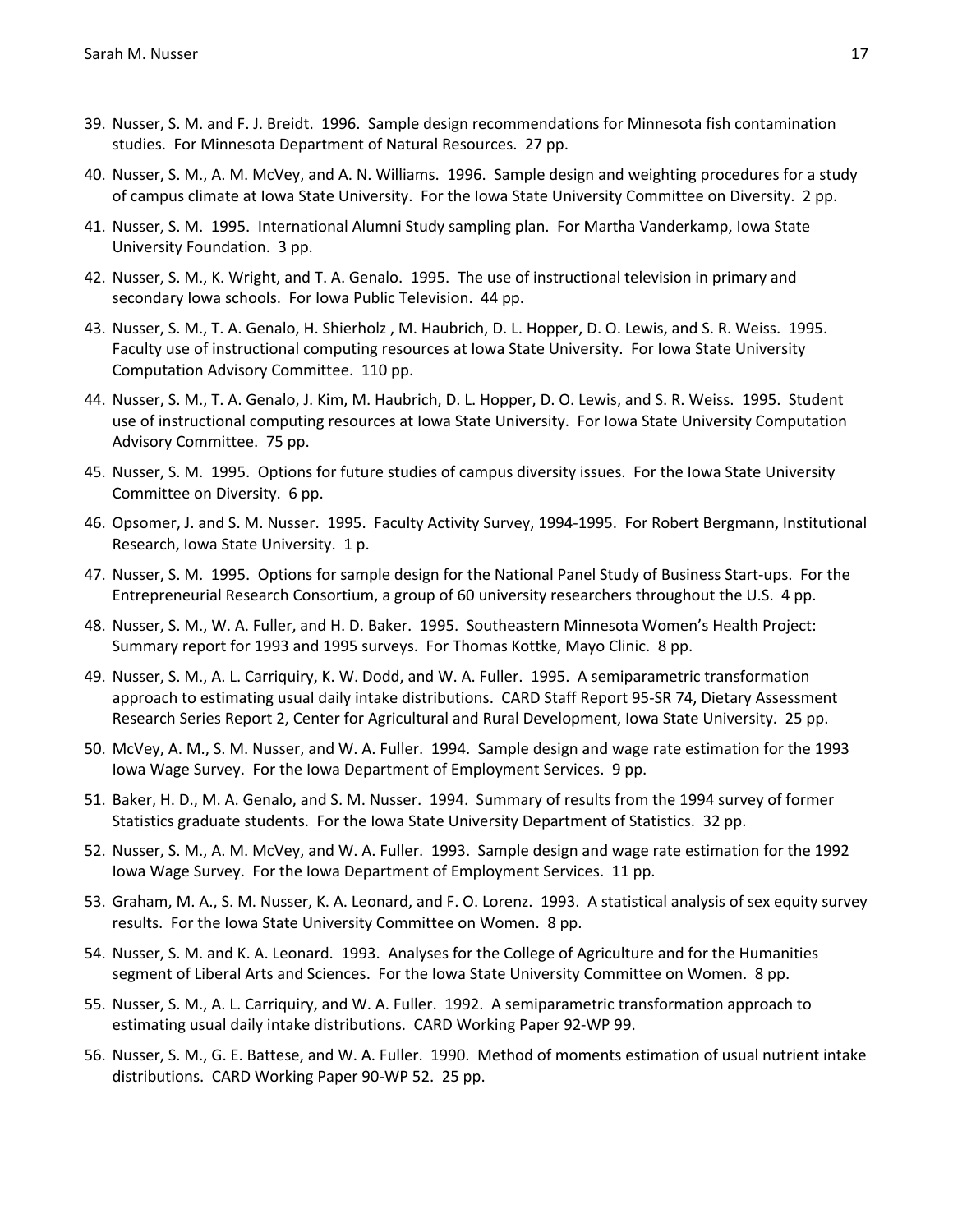39. Nusser, S. M. and F. J. Breidt. 1996. Sample design recommendations for Minnesota fish contamination studies. For Minnesota Department of Natural Resources. 27 pp.
40. Nusser, S. M., A. M. McVey, and A. N. Williams. 1996. Sample design and weighting procedures for a study of campus climate at Iowa State University. For the Iowa State University Committee on Diversity. 2 pp.
41. Nusser, S. M. 1995. International Alumni Study sampling plan. For Martha Vanderkamp, Iowa State University Foundation. 3 pp.
42. Nusser, S. M., K. Wright, and T. A. Genalo. 1995. The use of instructional television in primary and secondary Iowa schools. For Iowa Public Television. 44 pp.
43. Nusser, S. M., T. A. Genalo, H. Shierholz , M. Haubrich, D. L. Hopper, D. O. Lewis, and S. R. Weiss. 1995. Faculty use of instructional computing resources at Iowa State University. For Iowa State University Computation Advisory Committee. 110 pp.
44. Nusser, S. M., T. A. Genalo, J. Kim, M. Haubrich, D. L. Hopper, D. O. Lewis, and S. R. Weiss. 1995. Student use of instructional computing resources at Iowa State University. For Iowa State University Computation Advisory Committee. 75 pp.
45. Nusser, S. M. 1995. Options for future studies of campus diversity issues. For the Iowa State University Committee on Diversity. 6 pp.
46. Opsomer, J. and S. M. Nusser. 1995. Faculty Activity Survey, 1994-1995. For Robert Bergmann, Institutional Research, Iowa State University. 1 p.
47. Nusser, S. M. 1995. Options for sample design for the National Panel Study of Business Start-ups. For the Entrepreneurial Research Consortium, a group of 60 university researchers throughout the U.S. 4 pp.
48. Nusser, S. M., W. A. Fuller, and H. D. Baker. 1995. Southeastern Minnesota Women's Health Project: Summary report for 1993 and 1995 surveys. For Thomas Kottke, Mayo Clinic. 8 pp.
49. Nusser, S. M., A. L. Carriquiry, K. W. Dodd, and W. A. Fuller. 1995. A semiparametric transformation approach to estimating usual daily intake distributions. CARD Staff Report 95-SR 74, Dietary Assessment Research Series Report 2, Center for Agricultural and Rural Development, Iowa State University. 25 pp.
50. McVey, A. M., S. M. Nusser, and W. A. Fuller. 1994. Sample design and wage rate estimation for the 1993 Iowa Wage Survey. For the Iowa Department of Employment Services. 9 pp.
51. Baker, H. D., M. A. Genalo, and S. M. Nusser. 1994. Summary of results from the 1994 survey of former Statistics graduate students. For the Iowa State University Department of Statistics. 32 pp.
52. Nusser, S. M., A. M. McVey, and W. A. Fuller. 1993. Sample design and wage rate estimation for the 1992 Iowa Wage Survey. For the Iowa Department of Employment Services. 11 pp.
53. Graham, M. A., S. M. Nusser, K. A. Leonard, and F. O. Lorenz. 1993. A statistical analysis of sex equity survey results. For the Iowa State University Committee on Women. 8 pp.
54. Nusser, S. M. and K. A. Leonard. 1993. Analyses for the College of Agriculture and for the Humanities segment of Liberal Arts and Sciences. For the Iowa State University Committee on Women. 8 pp.
55. Nusser, S. M., A. L. Carriquiry, and W. A. Fuller. 1992. A semiparametric transformation approach to estimating usual daily intake distributions. CARD Working Paper 92-WP 99.
56. Nusser, S. M., G. E. Battese, and W. A. Fuller. 1990. Method of moments estimation of usual nutrient intake distributions. CARD Working Paper 90-WP 52. 25 pp.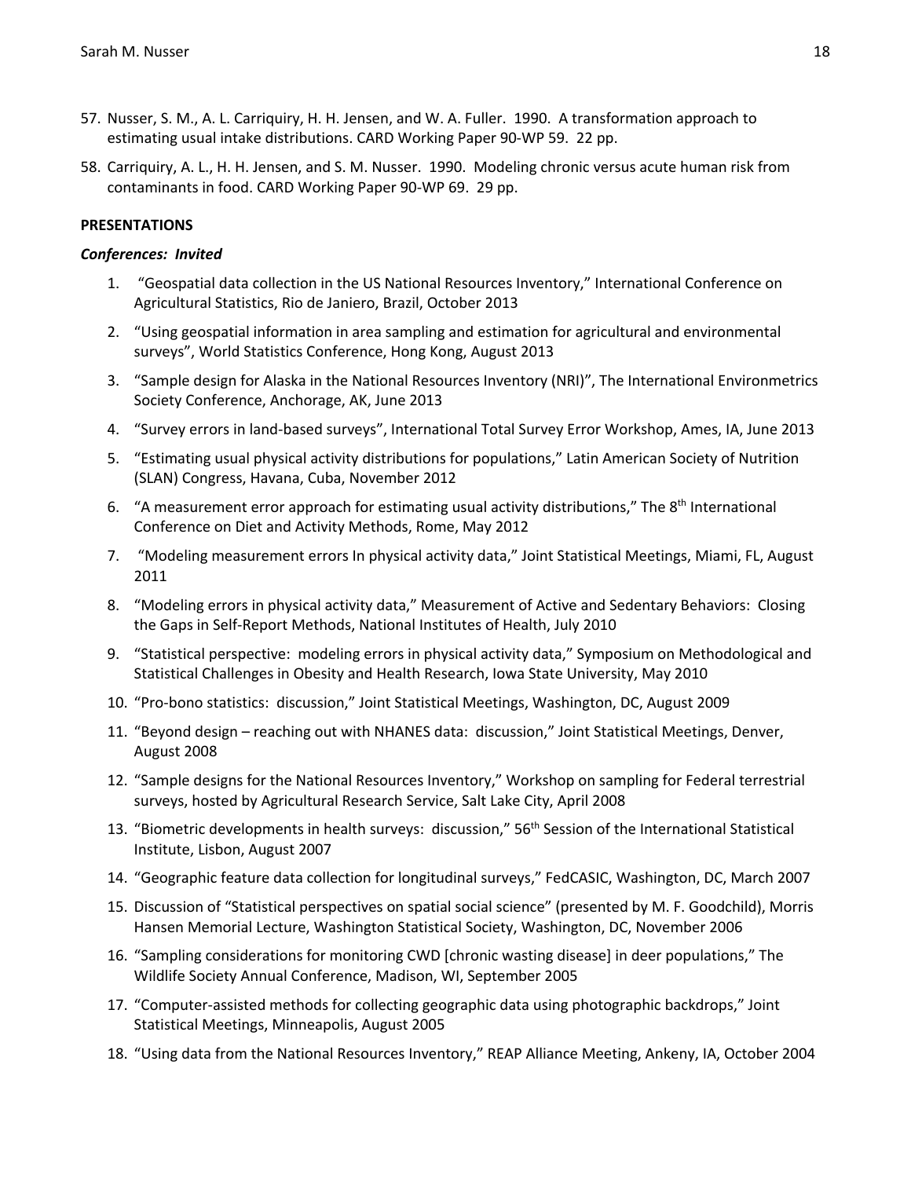57. Nusser, S. M., A. L. Carriquiry, H. H. Jensen, and W. A. Fuller. 1990. A transformation approach to estimating usual intake distributions. CARD Working Paper 90-WP 59. 22 pp.
58. Carriquiry, A. L., H. H. Jensen, and S. M. Nusser. 1990. Modeling chronic versus acute human risk from contaminants in food. CARD Working Paper 90-WP 69. 29 pp.

**PRESENTATIONS**

***Conferences: Invited***

1. "Geospatial data collection in the US National Resources Inventory," International Conference on Agricultural Statistics, Rio de Janiero, Brazil, October 2013
2. "Using geospatial information in area sampling and estimation for agricultural and environmental surveys", World Statistics Conference, Hong Kong, August 2013
3. "Sample design for Alaska in the National Resources Inventory (NRI)", The International Environmetrics Society Conference, Anchorage, AK, June 2013
4. "Survey errors in land-based surveys", International Total Survey Error Workshop, Ames, IA, June 2013
5. "Estimating usual physical activity distributions for populations," Latin American Society of Nutrition (SLAN) Congress, Havana, Cuba, November 2012
6. "A measurement error approach for estimating usual activity distributions," The 8th International Conference on Diet and Activity Methods, Rome, May 2012
7. "Modeling measurement errors In physical activity data," Joint Statistical Meetings, Miami, FL, August 2011
8. "Modeling errors in physical activity data," Measurement of Active and Sedentary Behaviors: Closing the Gaps in Self-Report Methods, National Institutes of Health, July 2010
9. "Statistical perspective: modeling errors in physical activity data," Symposium on Methodological and Statistical Challenges in Obesity and Health Research, Iowa State University, May 2010
10. "Pro-bono statistics: discussion," Joint Statistical Meetings, Washington, DC, August 2009
11. "Beyond design – reaching out with NHANES data: discussion," Joint Statistical Meetings, Denver, August 2008
12. "Sample designs for the National Resources Inventory," Workshop on sampling for Federal terrestrial surveys, hosted by Agricultural Research Service, Salt Lake City, April 2008
13. "Biometric developments in health surveys: discussion," 56th Session of the International Statistical Institute, Lisbon, August 2007
14. "Geographic feature data collection for longitudinal surveys," FedCASIC, Washington, DC, March 2007
15. Discussion of "Statistical perspectives on spatial social science" (presented by M. F. Goodchild), Morris Hansen Memorial Lecture, Washington Statistical Society, Washington, DC, November 2006
16. "Sampling considerations for monitoring CWD [chronic wasting disease] in deer populations," The Wildlife Society Annual Conference, Madison, WI, September 2005
17. "Computer-assisted methods for collecting geographic data using photographic backdrops," Joint Statistical Meetings, Minneapolis, August 2005
18. "Using data from the National Resources Inventory," REAP Alliance Meeting, Ankeny, IA, October 2004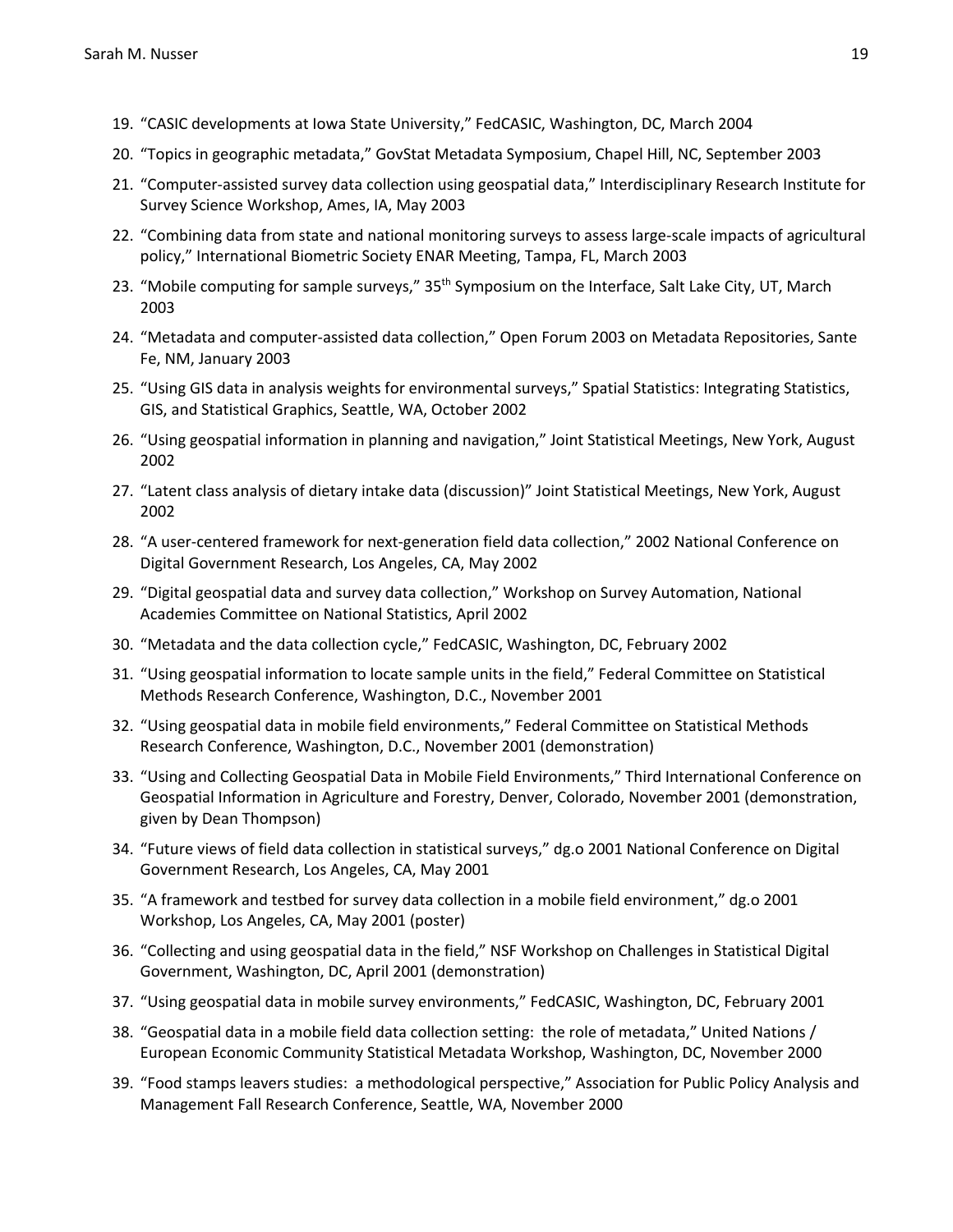19. "CASIC developments at Iowa State University," FedCASIC, Washington, DC, March 2004
20. "Topics in geographic metadata," GovStat Metadata Symposium, Chapel Hill, NC, September 2003
21. "Computer-assisted survey data collection using geospatial data," Interdisciplinary Research Institute for Survey Science Workshop, Ames, IA, May 2003
22. "Combining data from state and national monitoring surveys to assess large-scale impacts of agricultural policy," International Biometric Society ENAR Meeting, Tampa, FL, March 2003
23. "Mobile computing for sample surveys," 35th Symposium on the Interface, Salt Lake City, UT, March 2003
24. "Metadata and computer-assisted data collection," Open Forum 2003 on Metadata Repositories, Sante Fe, NM, January 2003
25. "Using GIS data in analysis weights for environmental surveys," Spatial Statistics: Integrating Statistics, GIS, and Statistical Graphics, Seattle, WA, October 2002
26. "Using geospatial information in planning and navigation," Joint Statistical Meetings, New York, August 2002
27. "Latent class analysis of dietary intake data (discussion)" Joint Statistical Meetings, New York, August 2002
28. "A user-centered framework for next-generation field data collection," 2002 National Conference on Digital Government Research, Los Angeles, CA, May 2002
29. "Digital geospatial data and survey data collection," Workshop on Survey Automation, National Academies Committee on National Statistics, April 2002
30. "Metadata and the data collection cycle," FedCASIC, Washington, DC, February 2002
31. "Using geospatial information to locate sample units in the field," Federal Committee on Statistical Methods Research Conference, Washington, D.C., November 2001
32. "Using geospatial data in mobile field environments," Federal Committee on Statistical Methods Research Conference, Washington, D.C., November 2001 (demonstration)
33. "Using and Collecting Geospatial Data in Mobile Field Environments," Third International Conference on Geospatial Information in Agriculture and Forestry, Denver, Colorado, November 2001 (demonstration, given by Dean Thompson)
34. "Future views of field data collection in statistical surveys," dg.o 2001 National Conference on Digital Government Research, Los Angeles, CA, May 2001
35. "A framework and testbed for survey data collection in a mobile field environment," dg.o 2001 Workshop, Los Angeles, CA, May 2001 (poster)
36. "Collecting and using geospatial data in the field," NSF Workshop on Challenges in Statistical Digital Government, Washington, DC, April 2001 (demonstration)
37. "Using geospatial data in mobile survey environments," FedCASIC, Washington, DC, February 2001
38. "Geospatial data in a mobile field data collection setting: the role of metadata," United Nations / European Economic Community Statistical Metadata Workshop, Washington, DC, November 2000
39. "Food stamps leavers studies: a methodological perspective," Association for Public Policy Analysis and Management Fall Research Conference, Seattle, WA, November 2000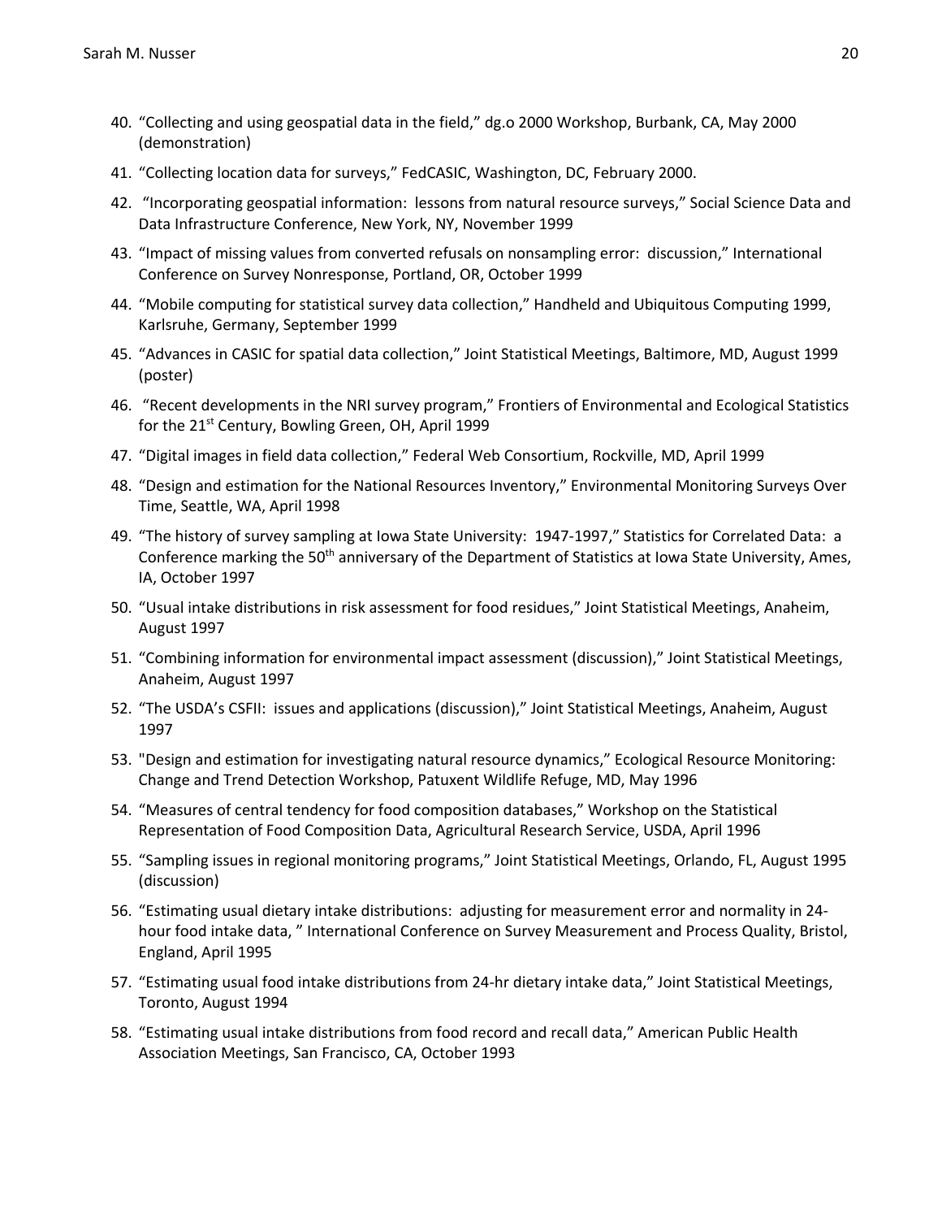40. “Collecting and using geospatial data in the field,” dg.o 2000 Workshop, Burbank, CA, May 2000 (demonstration)
41. “Collecting location data for surveys,” FedCASIC, Washington, DC, February 2000.
42. “Incorporating geospatial information: lessons from natural resource surveys,” Social Science Data and Data Infrastructure Conference, New York, NY, November 1999
43. “Impact of missing values from converted refusals on nonsampling error: discussion,” International Conference on Survey Nonresponse, Portland, OR, October 1999
44. “Mobile computing for statistical survey data collection,” Handheld and Ubiquitous Computing 1999, Karlsruhe, Germany, September 1999
45. “Advances in CASIC for spatial data collection,” Joint Statistical Meetings, Baltimore, MD, August 1999 (poster)
46. “Recent developments in the NRI survey program,” Frontiers of Environmental and Ecological Statistics for the 21st Century, Bowling Green, OH, April 1999
47. “Digital images in field data collection,” Federal Web Consortium, Rockville, MD, April 1999
48. “Design and estimation for the National Resources Inventory,” Environmental Monitoring Surveys Over Time, Seattle, WA, April 1998
49. “The history of survey sampling at Iowa State University: 1947-1997,” Statistics for Correlated Data: a Conference marking the 50th anniversary of the Department of Statistics at Iowa State University, Ames, IA, October 1997
50. “Usual intake distributions in risk assessment for food residues,” Joint Statistical Meetings, Anaheim, August 1997
51. “Combining information for environmental impact assessment (discussion),” Joint Statistical Meetings, Anaheim, August 1997
52. “The USDA’s CSFII: issues and applications (discussion),” Joint Statistical Meetings, Anaheim, August 1997
53. "Design and estimation for investigating natural resource dynamics,” Ecological Resource Monitoring: Change and Trend Detection Workshop, Patuxent Wildlife Refuge, MD, May 1996
54. “Measures of central tendency for food composition databases,” Workshop on the Statistical Representation of Food Composition Data, Agricultural Research Service, USDA, April 1996
55. “Sampling issues in regional monitoring programs,” Joint Statistical Meetings, Orlando, FL, August 1995 (discussion)
56. “Estimating usual dietary intake distributions: adjusting for measurement error and normality in 24-hour food intake data, ” International Conference on Survey Measurement and Process Quality, Bristol, England, April 1995
57. “Estimating usual food intake distributions from 24-hr dietary intake data,” Joint Statistical Meetings, Toronto, August 1994
58. “Estimating usual intake distributions from food record and recall data,” American Public Health Association Meetings, San Francisco, CA, October 1993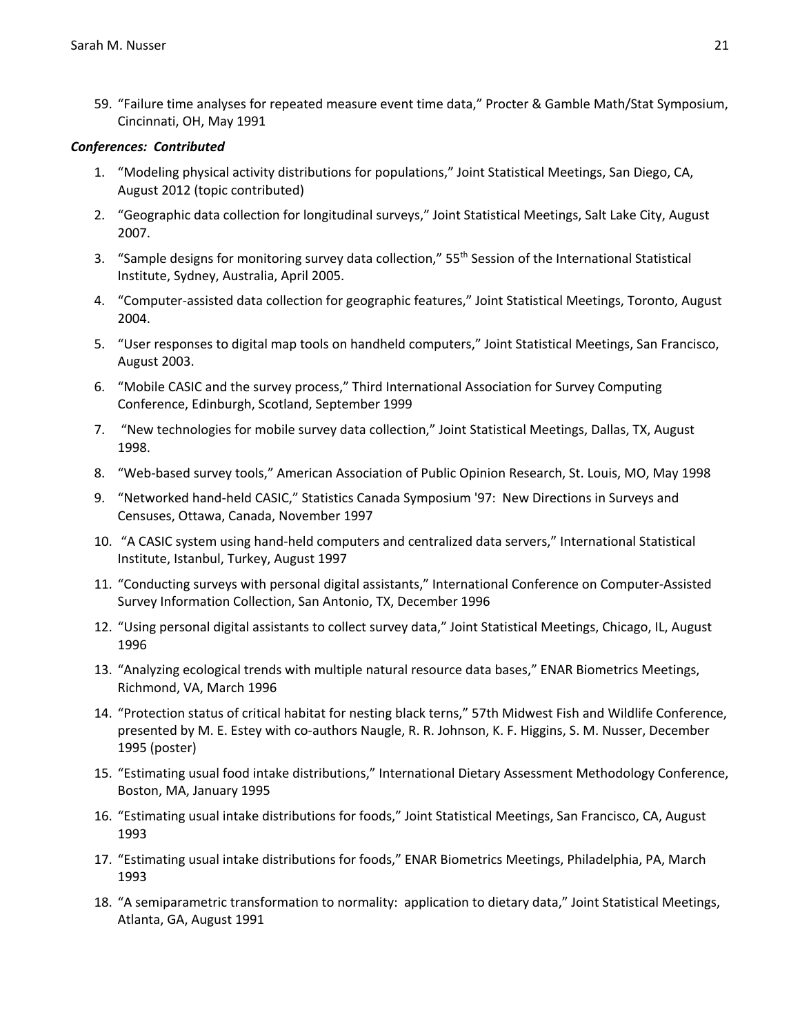59. "Failure time analyses for repeated measure event time data," Procter & Gamble Math/Stat Symposium, Cincinnati, OH, May 1991

***Conferences: Contributed***

1. "Modeling physical activity distributions for populations," Joint Statistical Meetings, San Diego, CA, August 2012 (topic contributed)
2. "Geographic data collection for longitudinal surveys," Joint Statistical Meetings, Salt Lake City, August 2007.
3. "Sample designs for monitoring survey data collection," 55th Session of the International Statistical Institute, Sydney, Australia, April 2005.
4. "Computer-assisted data collection for geographic features," Joint Statistical Meetings, Toronto, August 2004.
5. "User responses to digital map tools on handheld computers," Joint Statistical Meetings, San Francisco, August 2003.
6. "Mobile CASIC and the survey process," Third International Association for Survey Computing Conference, Edinburgh, Scotland, September 1999
7. "New technologies for mobile survey data collection," Joint Statistical Meetings, Dallas, TX, August 1998.
8. "Web-based survey tools," American Association of Public Opinion Research, St. Louis, MO, May 1998
9. "Networked hand-held CASIC," Statistics Canada Symposium '97: New Directions in Surveys and Censuses, Ottawa, Canada, November 1997
10. "A CASIC system using hand-held computers and centralized data servers," International Statistical Institute, Istanbul, Turkey, August 1997
11. "Conducting surveys with personal digital assistants," International Conference on Computer-Assisted Survey Information Collection, San Antonio, TX, December 1996
12. "Using personal digital assistants to collect survey data," Joint Statistical Meetings, Chicago, IL, August 1996
13. "Analyzing ecological trends with multiple natural resource data bases," ENAR Biometrics Meetings, Richmond, VA, March 1996
14. "Protection status of critical habitat for nesting black terns," 57th Midwest Fish and Wildlife Conference, presented by M. E. Estey with co-authors Naugle, R. R. Johnson, K. F. Higgins, S. M. Nusser, December 1995 (poster)
15. "Estimating usual food intake distributions," International Dietary Assessment Methodology Conference, Boston, MA, January 1995
16. "Estimating usual intake distributions for foods," Joint Statistical Meetings, San Francisco, CA, August 1993
17. "Estimating usual intake distributions for foods," ENAR Biometrics Meetings, Philadelphia, PA, March 1993
18. "A semiparametric transformation to normality: application to dietary data," Joint Statistical Meetings, Atlanta, GA, August 1991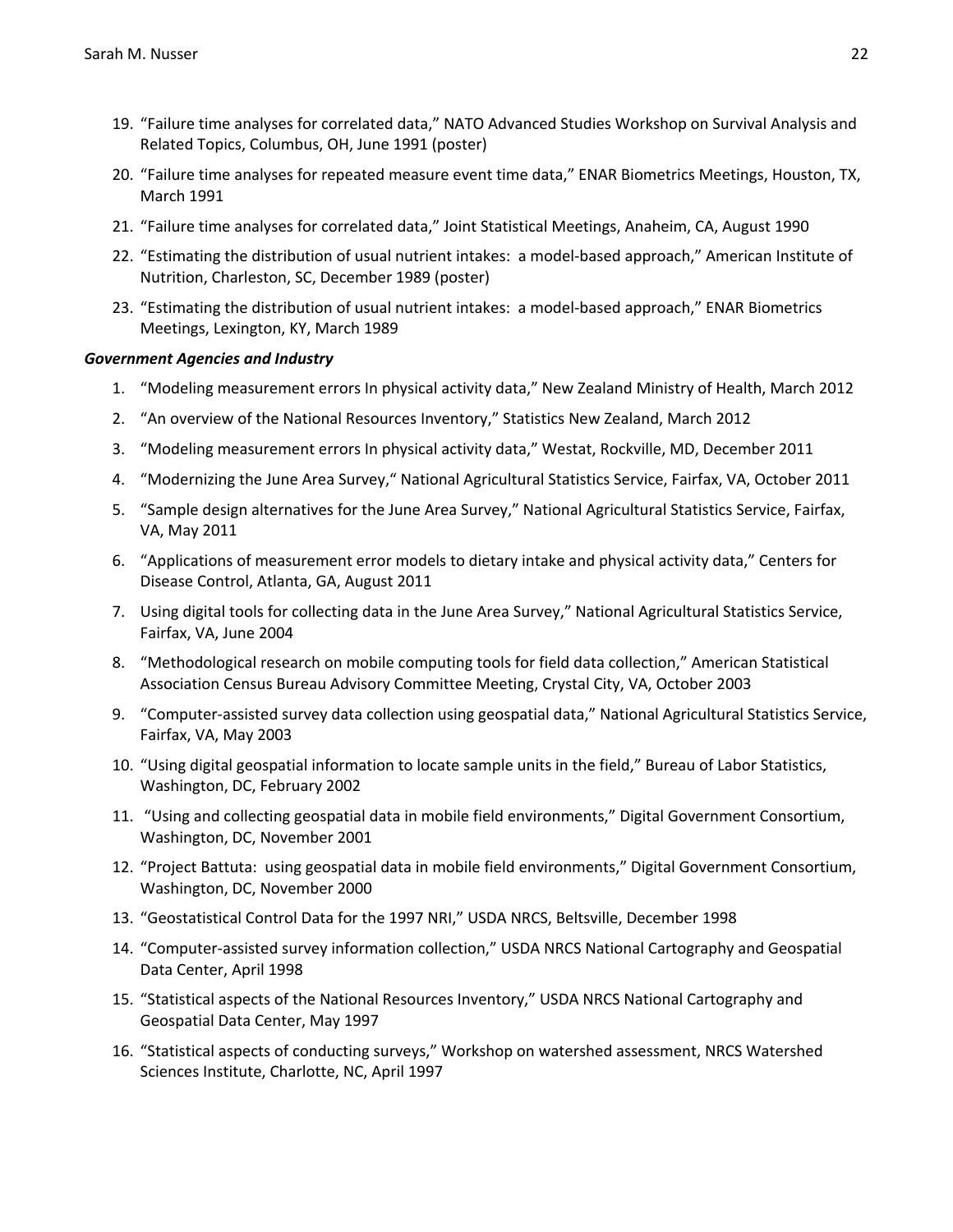19. "Failure time analyses for correlated data," NATO Advanced Studies Workshop on Survival Analysis and Related Topics, Columbus, OH, June 1991 (poster)
20. "Failure time analyses for repeated measure event time data," ENAR Biometrics Meetings, Houston, TX, March 1991
21. "Failure time analyses for correlated data," Joint Statistical Meetings, Anaheim, CA, August 1990
22. "Estimating the distribution of usual nutrient intakes: a model-based approach," American Institute of Nutrition, Charleston, SC, December 1989 (poster)
23. "Estimating the distribution of usual nutrient intakes: a model-based approach," ENAR Biometrics Meetings, Lexington, KY, March 1989

***Government Agencies and Industry***

1. "Modeling measurement errors In physical activity data," New Zealand Ministry of Health, March 2012
2. "An overview of the National Resources Inventory," Statistics New Zealand, March 2012
3. "Modeling measurement errors In physical activity data," Westat, Rockville, MD, December 2011
4. "Modernizing the June Area Survey," National Agricultural Statistics Service, Fairfax, VA, October 2011
5. "Sample design alternatives for the June Area Survey," National Agricultural Statistics Service, Fairfax, VA, May 2011
6. "Applications of measurement error models to dietary intake and physical activity data," Centers for Disease Control, Atlanta, GA, August 2011
7. Using digital tools for collecting data in the June Area Survey," National Agricultural Statistics Service, Fairfax, VA, June 2004
8. "Methodological research on mobile computing tools for field data collection," American Statistical Association Census Bureau Advisory Committee Meeting, Crystal City, VA, October 2003
9. "Computer-assisted survey data collection using geospatial data," National Agricultural Statistics Service, Fairfax, VA, May 2003
10. "Using digital geospatial information to locate sample units in the field," Bureau of Labor Statistics, Washington, DC, February 2002
11. "Using and collecting geospatial data in mobile field environments," Digital Government Consortium, Washington, DC, November 2001
12. "Project Battuta: using geospatial data in mobile field environments," Digital Government Consortium, Washington, DC, November 2000
13. "Geostatistical Control Data for the 1997 NRI," USDA NRCS, Beltsville, December 1998
14. "Computer-assisted survey information collection," USDA NRCS National Cartography and Geospatial Data Center, April 1998
15. "Statistical aspects of the National Resources Inventory," USDA NRCS National Cartography and Geospatial Data Center, May 1997
16. "Statistical aspects of conducting surveys," Workshop on watershed assessment, NRCS Watershed Sciences Institute, Charlotte, NC, April 1997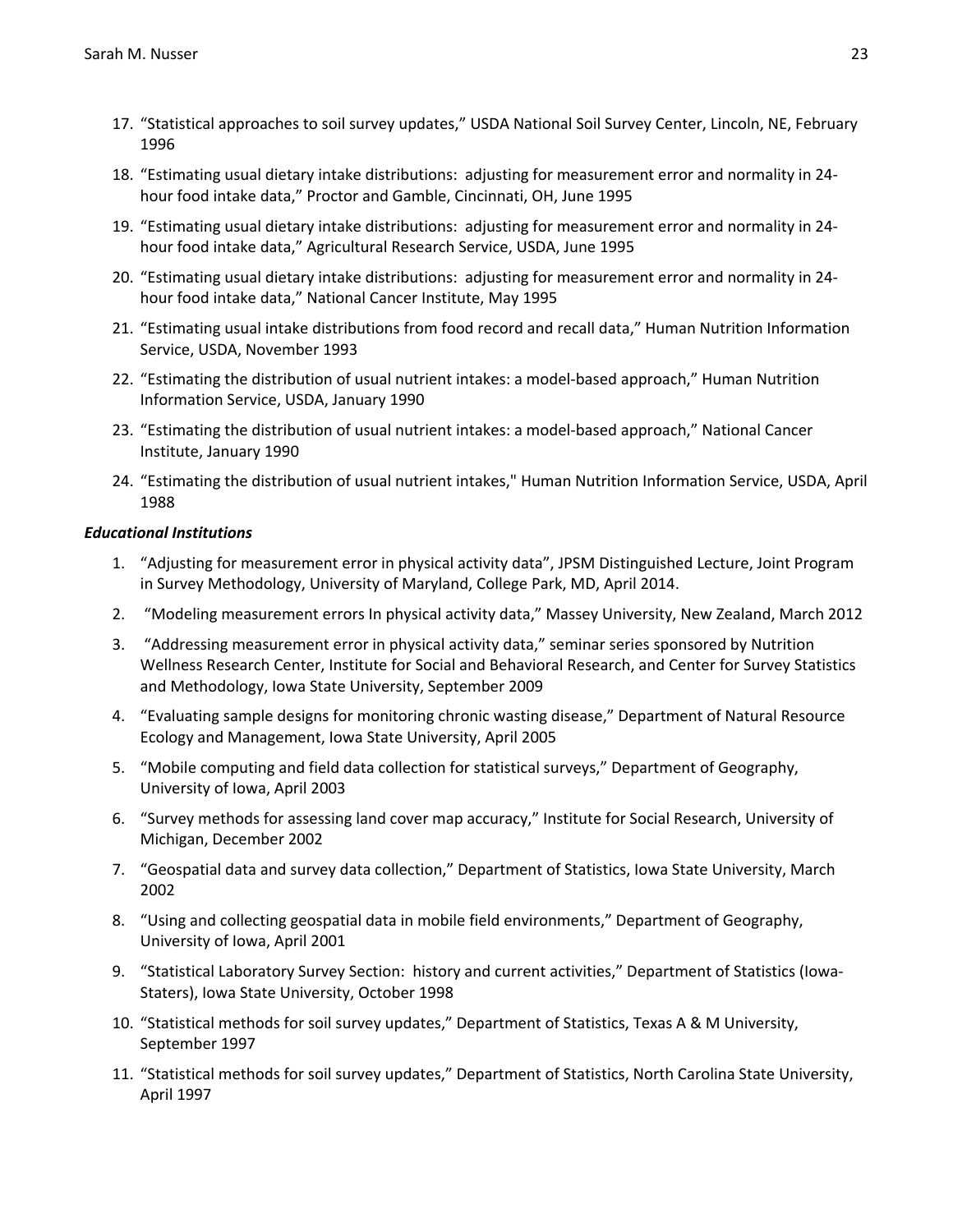17. "Statistical approaches to soil survey updates," USDA National Soil Survey Center, Lincoln, NE, February 1996
18. "Estimating usual dietary intake distributions: adjusting for measurement error and normality in 24-hour food intake data," Proctor and Gamble, Cincinnati, OH, June 1995
19. "Estimating usual dietary intake distributions: adjusting for measurement error and normality in 24-hour food intake data," Agricultural Research Service, USDA, June 1995
20. "Estimating usual dietary intake distributions: adjusting for measurement error and normality in 24-hour food intake data," National Cancer Institute, May 1995
21. "Estimating usual intake distributions from food record and recall data," Human Nutrition Information Service, USDA, November 1993
22. "Estimating the distribution of usual nutrient intakes: a model-based approach," Human Nutrition Information Service, USDA, January 1990
23. "Estimating the distribution of usual nutrient intakes: a model-based approach," National Cancer Institute, January 1990
24. "Estimating the distribution of usual nutrient intakes," Human Nutrition Information Service, USDA, April 1988

***Educational Institutions***

1. "Adjusting for measurement error in physical activity data", JPSM Distinguished Lecture, Joint Program in Survey Methodology, University of Maryland, College Park, MD, April 2014.
2. "Modeling measurement errors In physical activity data," Massey University, New Zealand, March 2012
3. "Addressing measurement error in physical activity data," seminar series sponsored by Nutrition Wellness Research Center, Institute for Social and Behavioral Research, and Center for Survey Statistics and Methodology, Iowa State University, September 2009
4. "Evaluating sample designs for monitoring chronic wasting disease," Department of Natural Resource Ecology and Management, Iowa State University, April 2005
5. "Mobile computing and field data collection for statistical surveys," Department of Geography, University of Iowa, April 2003
6. "Survey methods for assessing land cover map accuracy," Institute for Social Research, University of Michigan, December 2002
7. "Geospatial data and survey data collection," Department of Statistics, Iowa State University, March 2002
8. "Using and collecting geospatial data in mobile field environments," Department of Geography, University of Iowa, April 2001
9. "Statistical Laboratory Survey Section: history and current activities," Department of Statistics (Iowa-Staters), Iowa State University, October 1998
10. "Statistical methods for soil survey updates," Department of Statistics, Texas A & M University, September 1997
11. "Statistical methods for soil survey updates," Department of Statistics, North Carolina State University, April 1997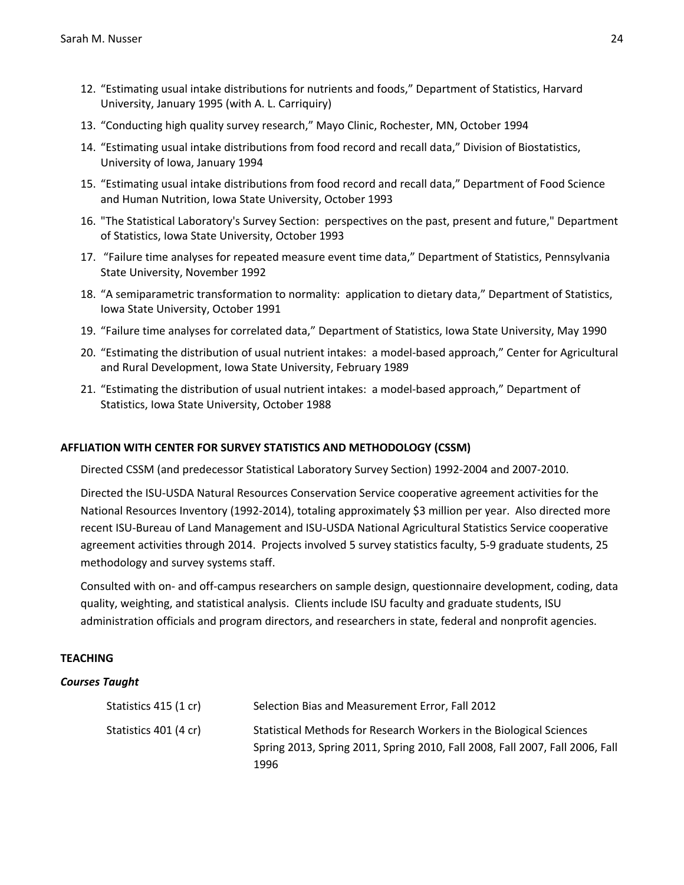12. "Estimating usual intake distributions for nutrients and foods," Department of Statistics, Harvard University, January 1995 (with A. L. Carriquiry)
13. "Conducting high quality survey research," Mayo Clinic, Rochester, MN, October 1994
14. "Estimating usual intake distributions from food record and recall data," Division of Biostatistics, University of Iowa, January 1994
15. "Estimating usual intake distributions from food record and recall data," Department of Food Science and Human Nutrition, Iowa State University, October 1993
16. "The Statistical Laboratory's Survey Section: perspectives on the past, present and future," Department of Statistics, Iowa State University, October 1993
17. "Failure time analyses for repeated measure event time data," Department of Statistics, Pennsylvania State University, November 1992
18. "A semiparametric transformation to normality: application to dietary data," Department of Statistics, Iowa State University, October 1991
19. "Failure time analyses for correlated data," Department of Statistics, Iowa State University, May 1990
20. "Estimating the distribution of usual nutrient intakes: a model-based approach," Center for Agricultural and Rural Development, Iowa State University, February 1989
21. "Estimating the distribution of usual nutrient intakes: a model-based approach," Department of Statistics, Iowa State University, October 1988

**AFFLIATION WITH CENTER FOR SURVEY STATISTICS AND METHODOLOGY (CSSM)**

Directed CSSM (and predecessor Statistical Laboratory Survey Section) 1992-2004 and 2007-2010.

Directed the ISU-USDA Natural Resources Conservation Service cooperative agreement activities for the National Resources Inventory (1992-2014), totaling approximately $3 million per year. Also directed more recent ISU-Bureau of Land Management and ISU-USDA National Agricultural Statistics Service cooperative agreement activities through 2014. Projects involved 5 survey statistics faculty, 5-9 graduate students, 25 methodology and survey systems staff.

Consulted with on- and off-campus researchers on sample design, questionnaire development, coding, data quality, weighting, and statistical analysis. Clients include ISU faculty and graduate students, ISU administration officials and program directors, and researchers in state, federal and nonprofit agencies.

**TEACHING**

***Courses Taught***

| | |
|---|---|
| Statistics 415 (1 cr) | Selection Bias and Measurement Error, Fall 2012 |
| Statistics 401 (4 cr) | Statistical Methods for Research Workers in the Biological Sciences Spring 2013, Spring 2011, Spring 2010, Fall 2008, Fall 2007, Fall 2006, Fall 1996 |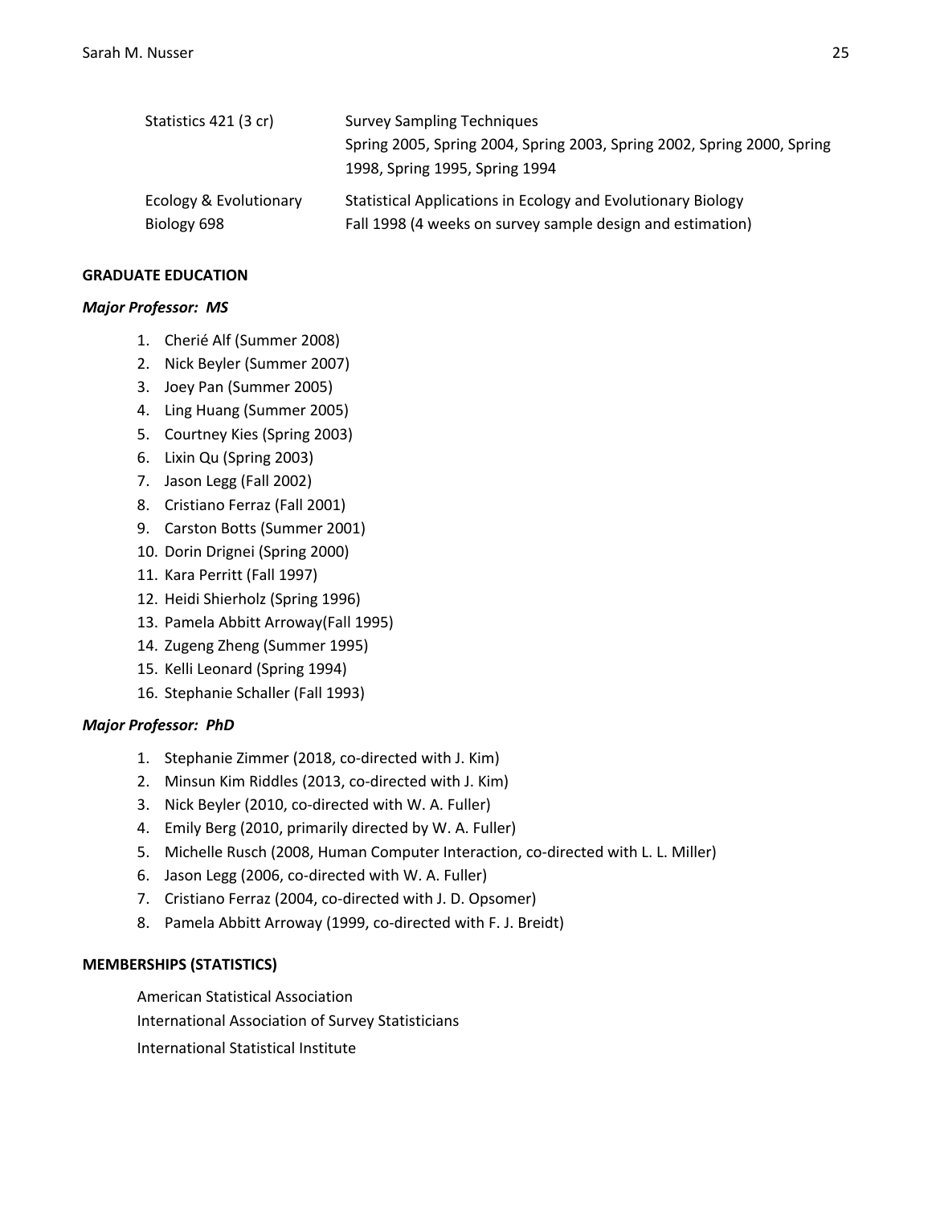| | |
|---|---|
| Statistics 421 (3 cr) | Survey Sampling Techniques<br>Spring 2005, Spring 2004, Spring 2003, Spring 2002, Spring 2000, Spring 1998, Spring 1995, Spring 1994 |
| Ecology & Evolutionary Biology 698 | Statistical Applications in Ecology and Evolutionary Biology<br>Fall 1998 (4 weeks on survey sample design and estimation) |

**GRADUATE EDUCATION**

***Major Professor: MS***

1. Cherié Alf (Summer 2008)
2. Nick Beyler (Summer 2007)
3. Joey Pan (Summer 2005)
4. Ling Huang (Summer 2005)
5. Courtney Kies (Spring 2003)
6. Lixin Qu (Spring 2003)
7. Jason Legg (Fall 2002)
8. Cristiano Ferraz (Fall 2001)
9. Carston Botts (Summer 2001)
10. Dorin Drignei (Spring 2000)
11. Kara Perritt (Fall 1997)
12. Heidi Shierholz (Spring 1996)
13. Pamela Abbitt Arroway(Fall 1995)
14. Zugeng Zheng (Summer 1995)
15. Kelli Leonard (Spring 1994)
16. Stephanie Schaller (Fall 1993)

***Major Professor: PhD***

1. Stephanie Zimmer (2018, co-directed with J. Kim)
2. Minsun Kim Riddles (2013, co-directed with J. Kim)
3. Nick Beyler (2010, co-directed with W. A. Fuller)
4. Emily Berg (2010, primarily directed by W. A. Fuller)
5. Michelle Rusch (2008, Human Computer Interaction, co-directed with L. L. Miller)
6. Jason Legg (2006, co-directed with W. A. Fuller)
7. Cristiano Ferraz (2004, co-directed with J. D. Opsomer)
8. Pamela Abbitt Arroway (1999, co-directed with F. J. Breidt)

**MEMBERSHIPS (STATISTICS)**

American Statistical Association

International Association of Survey Statisticians

International Statistical Institute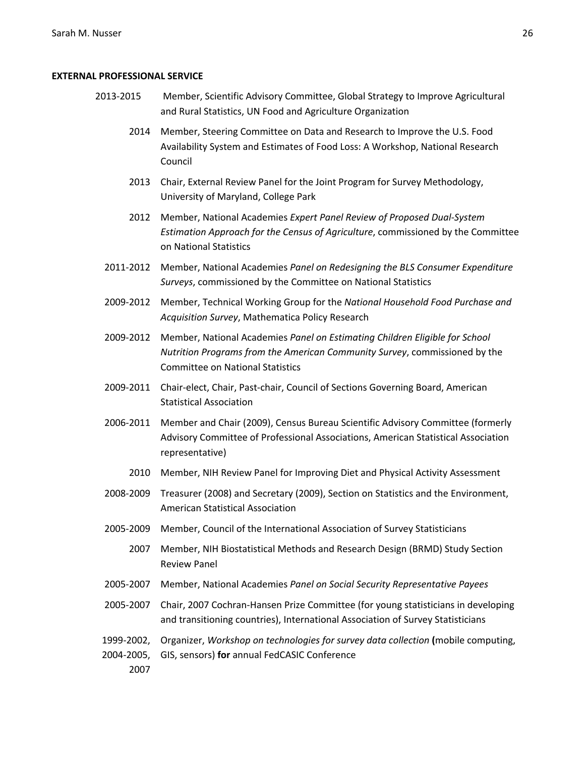**EXTERNAL PROFESSIONAL SERVICE**

| | |
|---|---|
| 2013-2015 | Member, Scientific Advisory Committee, Global Strategy to Improve Agricultural and Rural Statistics, UN Food and Agriculture Organization |
| 2014 | Member, Steering Committee on Data and Research to Improve the U.S. Food Availability System and Estimates of Food Loss: A Workshop, National Research Council |
| 2013 | Chair, External Review Panel for the Joint Program for Survey Methodology, University of Maryland, College Park |
| 2012 | Member, National Academies *Expert Panel Review of Proposed Dual-System Estimation Approach for the Census of Agriculture*, commissioned by the Committee on National Statistics |
| 2011-2012 | Member, National Academies *Panel on Redesigning the BLS Consumer Expenditure Surveys*, commissioned by the Committee on National Statistics |
| 2009-2012 | Member, Technical Working Group for the *National Household Food Purchase and Acquisition Survey*, Mathematica Policy Research |
| 2009-2012 | Member, National Academies *Panel on Estimating Children Eligible for School Nutrition Programs from the American Community Survey*, commissioned by the Committee on National Statistics |
| 2009-2011 | Chair-elect, Chair, Past-chair, Council of Sections Governing Board, American Statistical Association |
| 2006-2011 | Member and Chair (2009), Census Bureau Scientific Advisory Committee (formerly Advisory Committee of Professional Associations, American Statistical Association representative) |
| 2010 | Member, NIH Review Panel for Improving Diet and Physical Activity Assessment |
| 2008-2009 | Treasurer (2008) and Secretary (2009), Section on Statistics and the Environment, American Statistical Association |
| 2005-2009 | Member, Council of the International Association of Survey Statisticians |
| 2007 | Member, NIH Biostatistical Methods and Research Design (BRMD) Study Section Review Panel |
| 2005-2007 | Member, National Academies *Panel on Social Security Representative Payees* |
| 2005-2007 | Chair, 2007 Cochran-Hansen Prize Committee (for young statisticians in developing and transitioning countries), International Association of Survey Statisticians |
| 1999-2002, 2004-2005, 2007 | Organizer, *Workshop on technologies for survey data collection* **(**mobile computing, GIS, sensors) **for** annual FedCASIC Conference |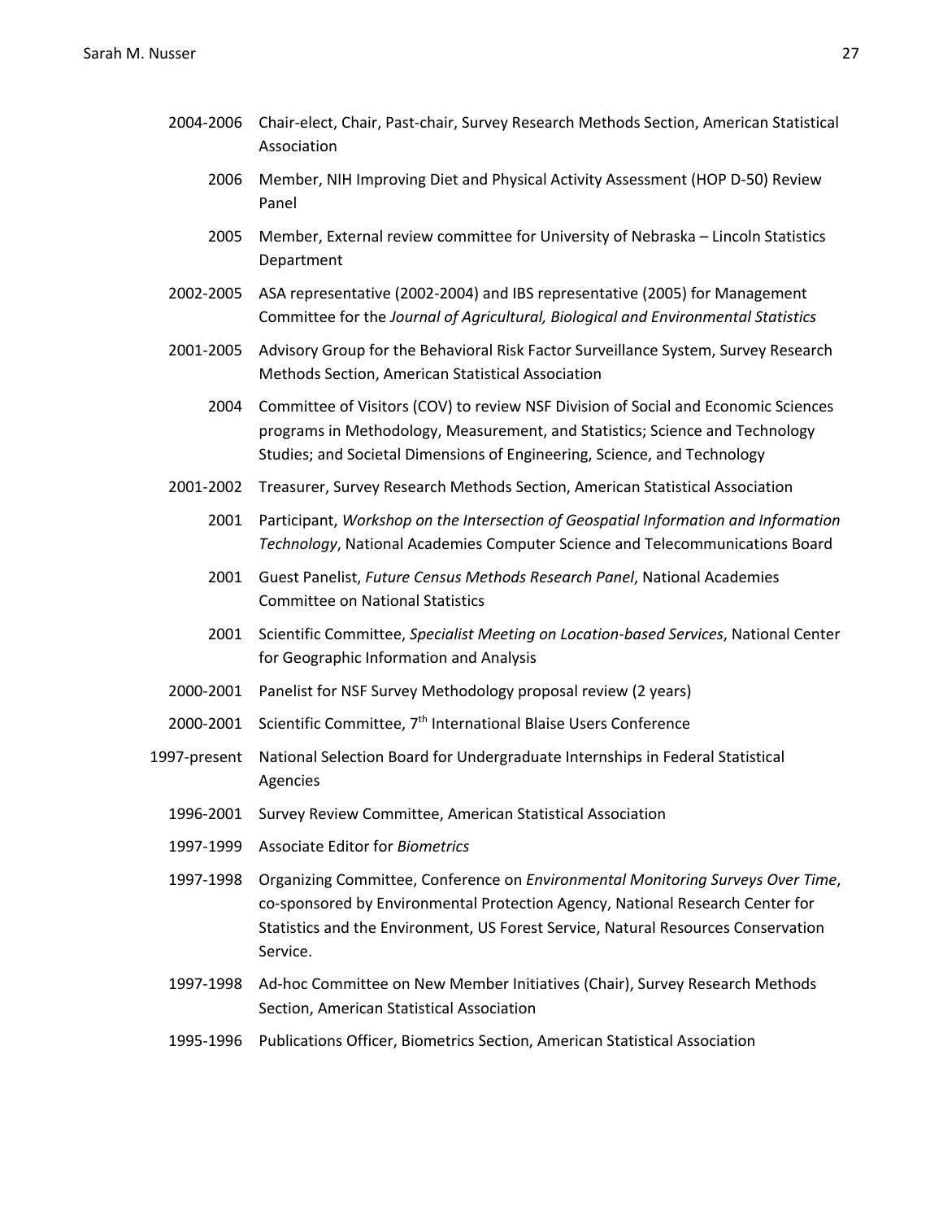2004-2006 Chair-elect, Chair, Past-chair, Survey Research Methods Section, American Statistical Association

2006 Member, NIH Improving Diet and Physical Activity Assessment (HOP D-50) Review Panel

2005 Member, External review committee for University of Nebraska – Lincoln Statistics Department

2002-2005 ASA representative (2002-2004) and IBS representative (2005) for Management Committee for the *Journal of Agricultural, Biological and Environmental Statistics*

2001-2005 Advisory Group for the Behavioral Risk Factor Surveillance System, Survey Research Methods Section, American Statistical Association

2004 Committee of Visitors (COV) to review NSF Division of Social and Economic Sciences programs in Methodology, Measurement, and Statistics; Science and Technology Studies; and Societal Dimensions of Engineering, Science, and Technology

2001-2002 Treasurer, Survey Research Methods Section, American Statistical Association

2001 Participant, *Workshop on the Intersection of Geospatial Information and Information Technology*, National Academies Computer Science and Telecommunications Board

2001 Guest Panelist, *Future Census Methods Research Panel*, National Academies Committee on National Statistics

2001 Scientific Committee, *Specialist Meeting on Location-based Services*, National Center for Geographic Information and Analysis

2000-2001 Panelist for NSF Survey Methodology proposal review (2 years)

2000-2001 Scientific Committee, 7th International Blaise Users Conference

1997-present National Selection Board for Undergraduate Internships in Federal Statistical Agencies

1996-2001 Survey Review Committee, American Statistical Association

1997-1999 Associate Editor for *Biometrics*

1997-1998 Organizing Committee, Conference on *Environmental Monitoring Surveys Over Time*, co-sponsored by Environmental Protection Agency, National Research Center for Statistics and the Environment, US Forest Service, Natural Resources Conservation Service.

1997-1998 Ad-hoc Committee on New Member Initiatives (Chair), Survey Research Methods Section, American Statistical Association

1995-1996 Publications Officer, Biometrics Section, American Statistical Association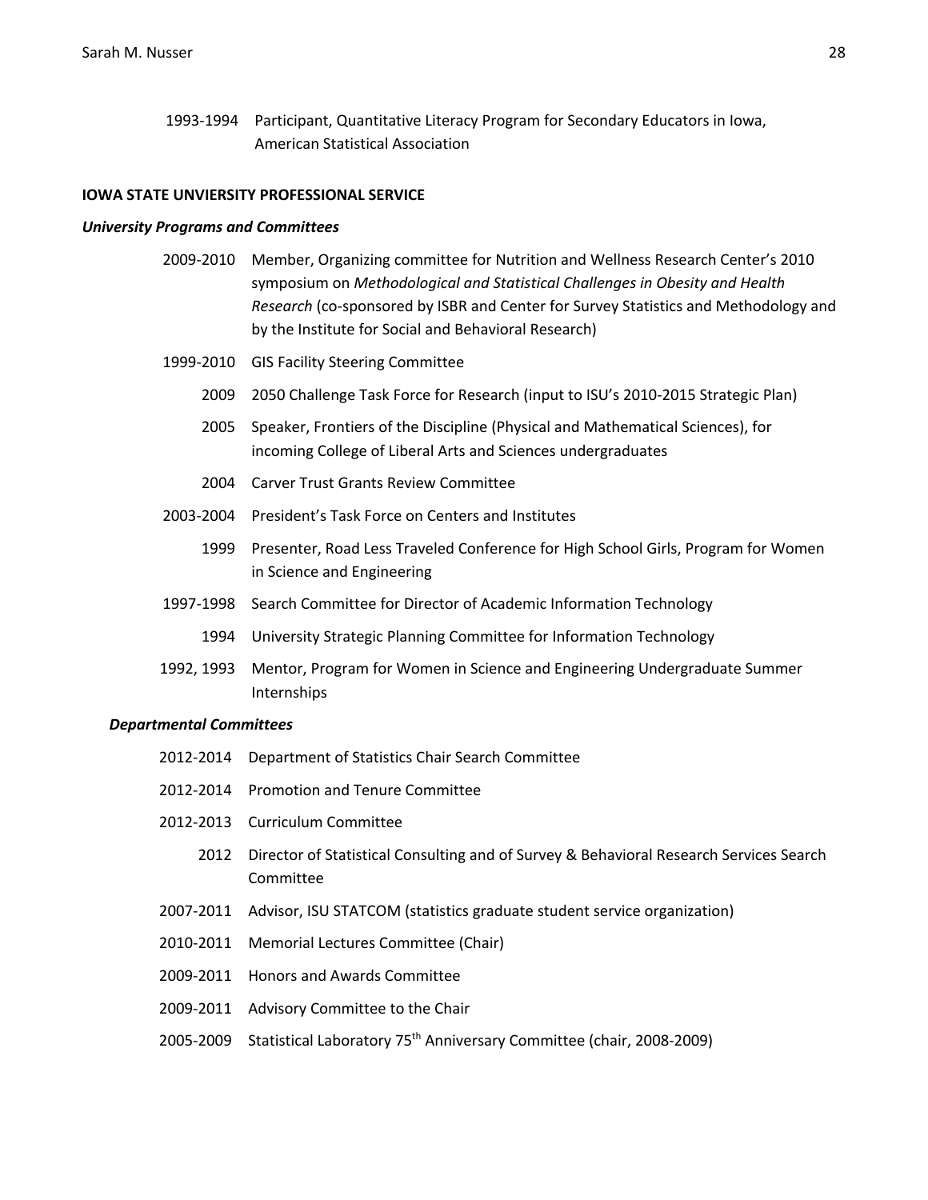1993-1994 Participant, Quantitative Literacy Program for Secondary Educators in Iowa, American Statistical Association

**IOWA STATE UNVIERSITY PROFESSIONAL SERVICE**

***University Programs and Committees***

2009-2010 Member, Organizing committee for Nutrition and Wellness Research Center's 2010 symposium on *Methodological and Statistical Challenges in Obesity and Health Research* (co-sponsored by ISBR and Center for Survey Statistics and Methodology and by the Institute for Social and Behavioral Research)

1999-2010 GIS Facility Steering Committee

2009 2050 Challenge Task Force for Research (input to ISU's 2010-2015 Strategic Plan)

2005 Speaker, Frontiers of the Discipline (Physical and Mathematical Sciences), for incoming College of Liberal Arts and Sciences undergraduates

2004 Carver Trust Grants Review Committee

2003-2004 President's Task Force on Centers and Institutes

1999 Presenter, Road Less Traveled Conference for High School Girls, Program for Women in Science and Engineering

1997-1998 Search Committee for Director of Academic Information Technology

1994 University Strategic Planning Committee for Information Technology

1992, 1993 Mentor, Program for Women in Science and Engineering Undergraduate Summer Internships

***Departmental Committees***

2012-2014 Department of Statistics Chair Search Committee

2012-2014 Promotion and Tenure Committee

2012-2013 Curriculum Committee

2012 Director of Statistical Consulting and of Survey & Behavioral Research Services Search Committee

2007-2011 Advisor, ISU STATCOM (statistics graduate student service organization)

2010-2011 Memorial Lectures Committee (Chair)

2009-2011 Honors and Awards Committee

2009-2011 Advisory Committee to the Chair

2005-2009 Statistical Laboratory 75th Anniversary Committee (chair, 2008-2009)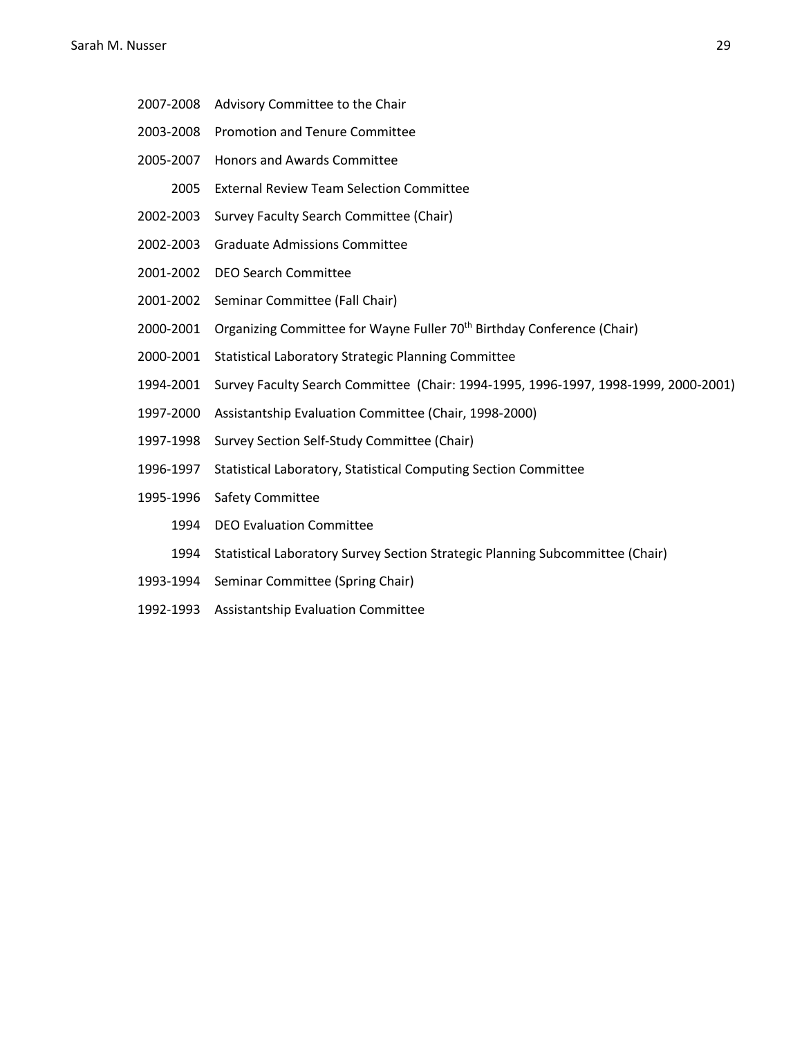2007-2008 Advisory Committee to the Chair

2003-2008 Promotion and Tenure Committee

2005-2007 Honors and Awards Committee

2005 External Review Team Selection Committee

2002-2003 Survey Faculty Search Committee (Chair)

2002-2003 Graduate Admissions Committee

2001-2002 DEO Search Committee

2001-2002 Seminar Committee (Fall Chair)

2000-2001 Organizing Committee for Wayne Fuller 70th Birthday Conference (Chair)

2000-2001 Statistical Laboratory Strategic Planning Committee

1994-2001 Survey Faculty Search Committee (Chair: 1994-1995, 1996-1997, 1998-1999, 2000-2001)

1997-2000 Assistantship Evaluation Committee (Chair, 1998-2000)

1997-1998 Survey Section Self-Study Committee (Chair)

1996-1997 Statistical Laboratory, Statistical Computing Section Committee

1995-1996 Safety Committee

1994 DEO Evaluation Committee

1994 Statistical Laboratory Survey Section Strategic Planning Subcommittee (Chair)

1993-1994 Seminar Committee (Spring Chair)

1992-1993 Assistantship Evaluation Committee